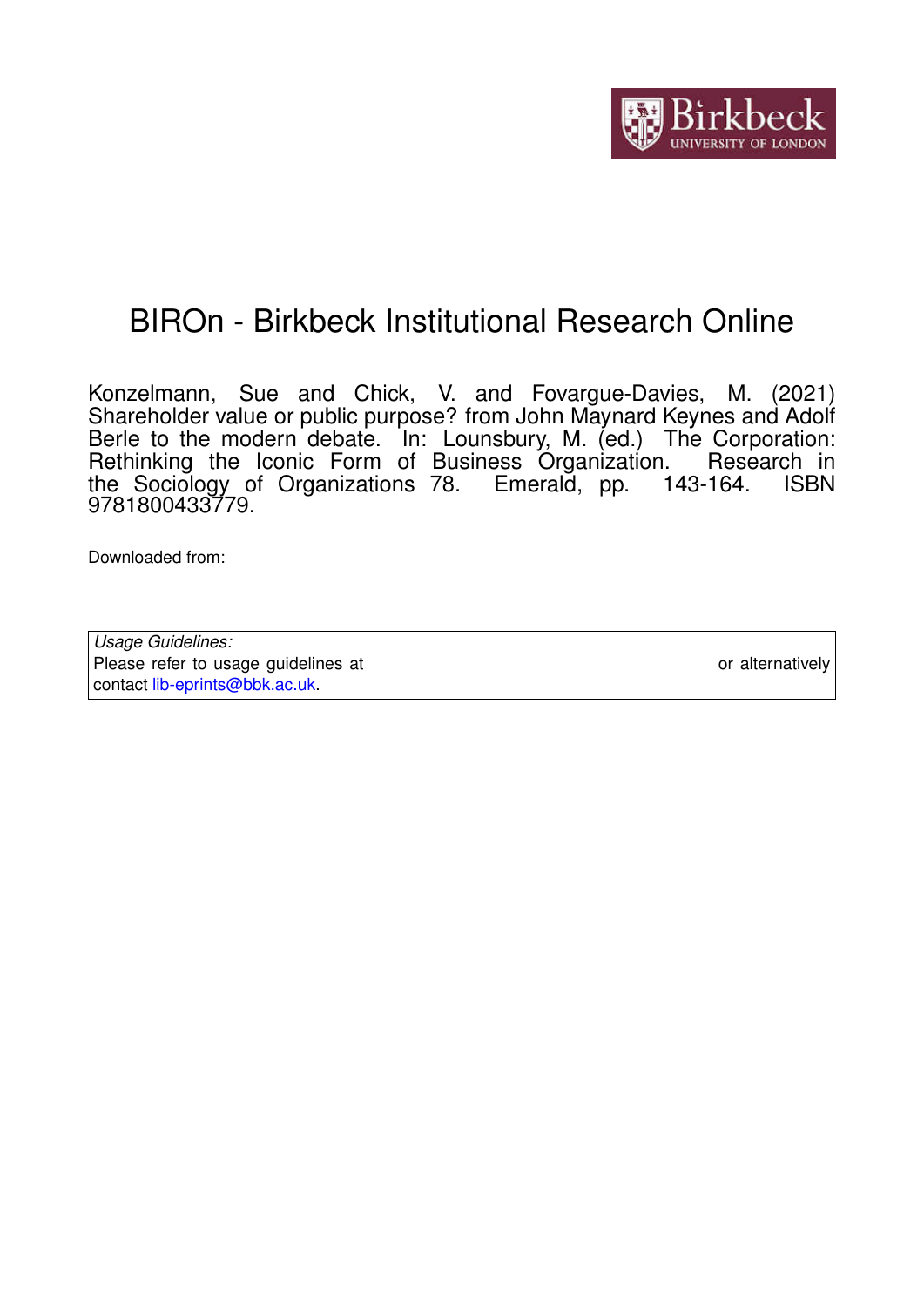# BIROn - Birkbeck Institutional Research Online

Konzelmann, Sue and Chick, V. and Fovargue-Davies, M. (2021) Shareholder value or public purpose? from John Maynard Keynes and Adolf Berle to the modern debate. In: Lounsbury, M. (ed.) The Corporation: Rethinking the Iconic Form of Business Organization. Research in the Sociology of Organizations 78. Emerald, pp. 143-164. ISBN 9781800433779.

Downloaded from:

*Usage Guidelines:*
Please refer to usage guidelines at or alternatively contact lib-eprints@bbk.ac.uk.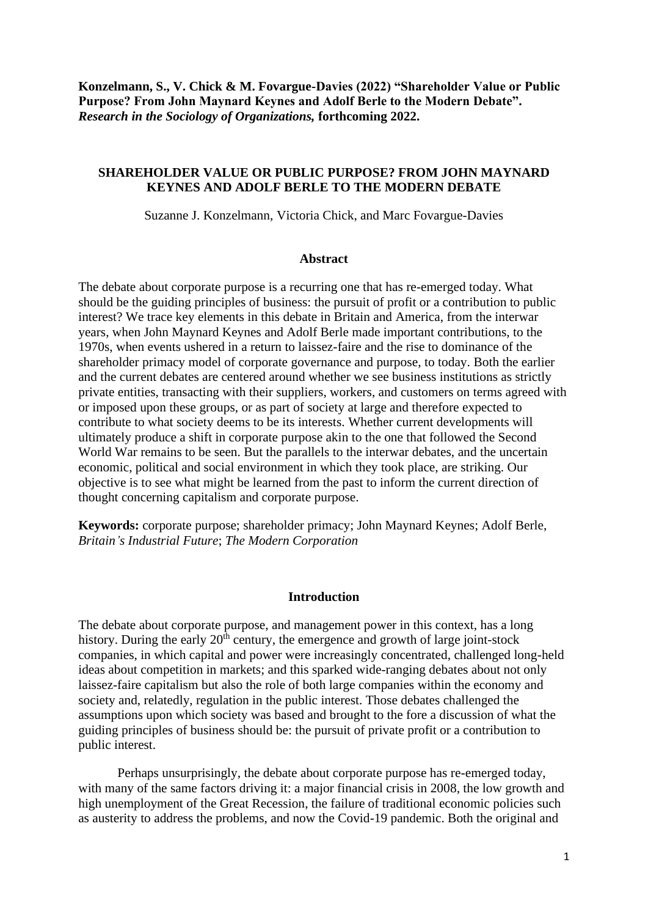**Konzelmann, S., V. Chick & M. Fovargue-Davies (2022) "Shareholder Value or Public Purpose? From John Maynard Keynes and Adolf Berle to the Modern Debate".** ***Research in the Sociology of Organizations,*** **forthcoming 2022.**

# SHAREHOLDER VALUE OR PUBLIC PURPOSE? FROM JOHN MAYNARD KEYNES AND ADOLF BERLE TO THE MODERN DEBATE

Suzanne J. Konzelmann, Victoria Chick, and Marc Fovargue-Davies

## Abstract

The debate about corporate purpose is a recurring one that has re-emerged today. What should be the guiding principles of business: the pursuit of profit or a contribution to public interest? We trace key elements in this debate in Britain and America, from the interwar years, when John Maynard Keynes and Adolf Berle made important contributions, to the 1970s, when events ushered in a return to laissez-faire and the rise to dominance of the shareholder primacy model of corporate governance and purpose, to today. Both the earlier and the current debates are centered around whether we see business institutions as strictly private entities, transacting with their suppliers, workers, and customers on terms agreed with or imposed upon these groups, or as part of society at large and therefore expected to contribute to what society deems to be its interests. Whether current developments will ultimately produce a shift in corporate purpose akin to the one that followed the Second World War remains to be seen. But the parallels to the interwar debates, and the uncertain economic, political and social environment in which they took place, are striking. Our objective is to see what might be learned from the past to inform the current direction of thought concerning capitalism and corporate purpose.

**Keywords:** corporate purpose; shareholder primacy; John Maynard Keynes; Adolf Berle, *Britain's Industrial Future*; *The Modern Corporation*

## Introduction

The debate about corporate purpose, and management power in this context, has a long history. During the early 20th century, the emergence and growth of large joint-stock companies, in which capital and power were increasingly concentrated, challenged long-held ideas about competition in markets; and this sparked wide-ranging debates about not only laissez-faire capitalism but also the role of both large companies within the economy and society and, relatedly, regulation in the public interest. Those debates challenged the assumptions upon which society was based and brought to the fore a discussion of what the guiding principles of business should be: the pursuit of private profit or a contribution to public interest.

Perhaps unsurprisingly, the debate about corporate purpose has re-emerged today, with many of the same factors driving it: a major financial crisis in 2008, the low growth and high unemployment of the Great Recession, the failure of traditional economic policies such as austerity to address the problems, and now the Covid-19 pandemic. Both the original and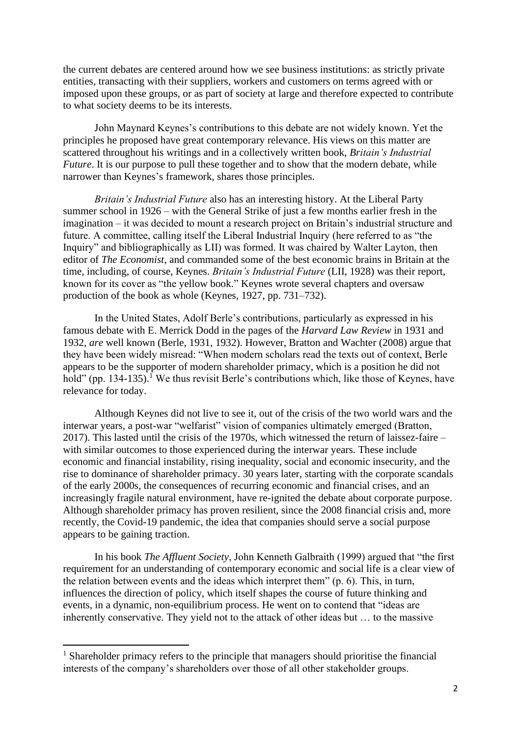the current debates are centered around how we see business institutions: as strictly private entities, transacting with their suppliers, workers and customers on terms agreed with or imposed upon these groups, or as part of society at large and therefore expected to contribute to what society deems to be its interests.

John Maynard Keynes's contributions to this debate are not widely known. Yet the principles he proposed have great contemporary relevance. His views on this matter are scattered throughout his writings and in a collectively written book, *Britain's Industrial Future*. It is our purpose to pull these together and to show that the modern debate, while narrower than Keynes's framework, shares those principles.

*Britain's Industrial Future* also has an interesting history. At the Liberal Party summer school in 1926 – with the General Strike of just a few months earlier fresh in the imagination – it was decided to mount a research project on Britain's industrial structure and future. A committee, calling itself the Liberal Industrial Inquiry (here referred to as "the Inquiry" and bibliographically as LII) was formed. It was chaired by Walter Layton, then editor of *The Economist*, and commanded some of the best economic brains in Britain at the time, including, of course, Keynes. *Britain's Industrial Future* (LII, 1928) was their report, known for its cover as "the yellow book." Keynes wrote several chapters and oversaw production of the book as whole (Keynes, 1927, pp. 731–732).

In the United States, Adolf Berle's contributions, particularly as expressed in his famous debate with E. Merrick Dodd in the pages of the *Harvard Law Review* in 1931 and 1932, *are* well known (Berle, 1931, 1932). However, Bratton and Wachter (2008) argue that they have been widely misread: "When modern scholars read the texts out of context, Berle appears to be the supporter of modern shareholder primacy, which is a position he did not hold" (pp. 134-135).[1] We thus revisit Berle's contributions which, like those of Keynes, have relevance for today.

Although Keynes did not live to see it, out of the crisis of the two world wars and the interwar years, a post-war "welfarist" vision of companies ultimately emerged (Bratton, 2017). This lasted until the crisis of the 1970s, which witnessed the return of laissez-faire – with similar outcomes to those experienced during the interwar years. These include economic and financial instability, rising inequality, social and economic insecurity, and the rise to dominance of shareholder primacy. 30 years later, starting with the corporate scandals of the early 2000s, the consequences of recurring economic and financial crises, and an increasingly fragile natural environment, have re-ignited the debate about corporate purpose. Although shareholder primacy has proven resilient, since the 2008 financial crisis and, more recently, the Covid-19 pandemic, the idea that companies should serve a social purpose appears to be gaining traction.

In his book *The Affluent Society*, John Kenneth Galbraith (1999) argued that "the first requirement for an understanding of contemporary economic and social life is a clear view of the relation between events and the ideas which interpret them" (p. 6). This, in turn, influences the direction of policy, which itself shapes the course of future thinking and events, in a dynamic, non-equilibrium process. He went on to contend that "ideas are inherently conservative. They yield not to the attack of other ideas but … to the massive

[1] Shareholder primacy refers to the principle that managers should prioritise the financial interests of the company's shareholders over those of all other stakeholder groups.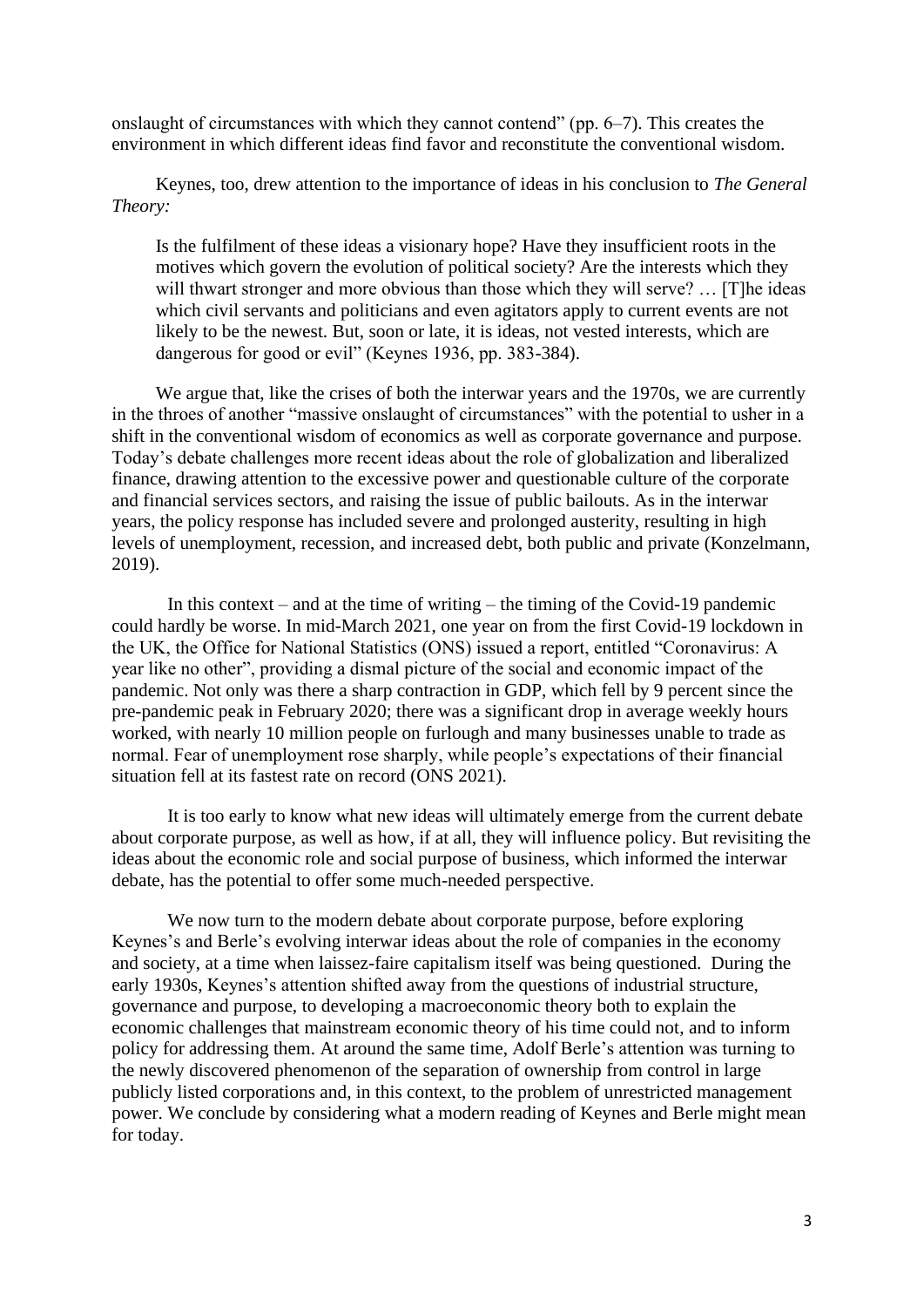onslaught of circumstances with which they cannot contend" (pp. 6–7). This creates the environment in which different ideas find favor and reconstitute the conventional wisdom.

Keynes, too, drew attention to the importance of ideas in his conclusion to *The General Theory:*

> Is the fulfilment of these ideas a visionary hope? Have they insufficient roots in the motives which govern the evolution of political society? Are the interests which they will thwart stronger and more obvious than those which they will serve? … [T]he ideas which civil servants and politicians and even agitators apply to current events are not likely to be the newest. But, soon or late, it is ideas, not vested interests, which are dangerous for good or evil" (Keynes 1936, pp. 383-384).

We argue that, like the crises of both the interwar years and the 1970s, we are currently in the throes of another "massive onslaught of circumstances" with the potential to usher in a shift in the conventional wisdom of economics as well as corporate governance and purpose. Today's debate challenges more recent ideas about the role of globalization and liberalized finance, drawing attention to the excessive power and questionable culture of the corporate and financial services sectors, and raising the issue of public bailouts. As in the interwar years, the policy response has included severe and prolonged austerity, resulting in high levels of unemployment, recession, and increased debt, both public and private (Konzelmann, 2019).

In this context – and at the time of writing – the timing of the Covid-19 pandemic could hardly be worse. In mid-March 2021, one year on from the first Covid-19 lockdown in the UK, the Office for National Statistics (ONS) issued a report, entitled "Coronavirus: A year like no other", providing a dismal picture of the social and economic impact of the pandemic. Not only was there a sharp contraction in GDP, which fell by 9 percent since the pre-pandemic peak in February 2020; there was a significant drop in average weekly hours worked, with nearly 10 million people on furlough and many businesses unable to trade as normal. Fear of unemployment rose sharply, while people's expectations of their financial situation fell at its fastest rate on record (ONS 2021).

It is too early to know what new ideas will ultimately emerge from the current debate about corporate purpose, as well as how, if at all, they will influence policy. But revisiting the ideas about the economic role and social purpose of business, which informed the interwar debate, has the potential to offer some much-needed perspective.

We now turn to the modern debate about corporate purpose, before exploring Keynes's and Berle's evolving interwar ideas about the role of companies in the economy and society, at a time when laissez-faire capitalism itself was being questioned. During the early 1930s, Keynes's attention shifted away from the questions of industrial structure, governance and purpose, to developing a macroeconomic theory both to explain the economic challenges that mainstream economic theory of his time could not, and to inform policy for addressing them. At around the same time, Adolf Berle's attention was turning to the newly discovered phenomenon of the separation of ownership from control in large publicly listed corporations and, in this context, to the problem of unrestricted management power. We conclude by considering what a modern reading of Keynes and Berle might mean for today.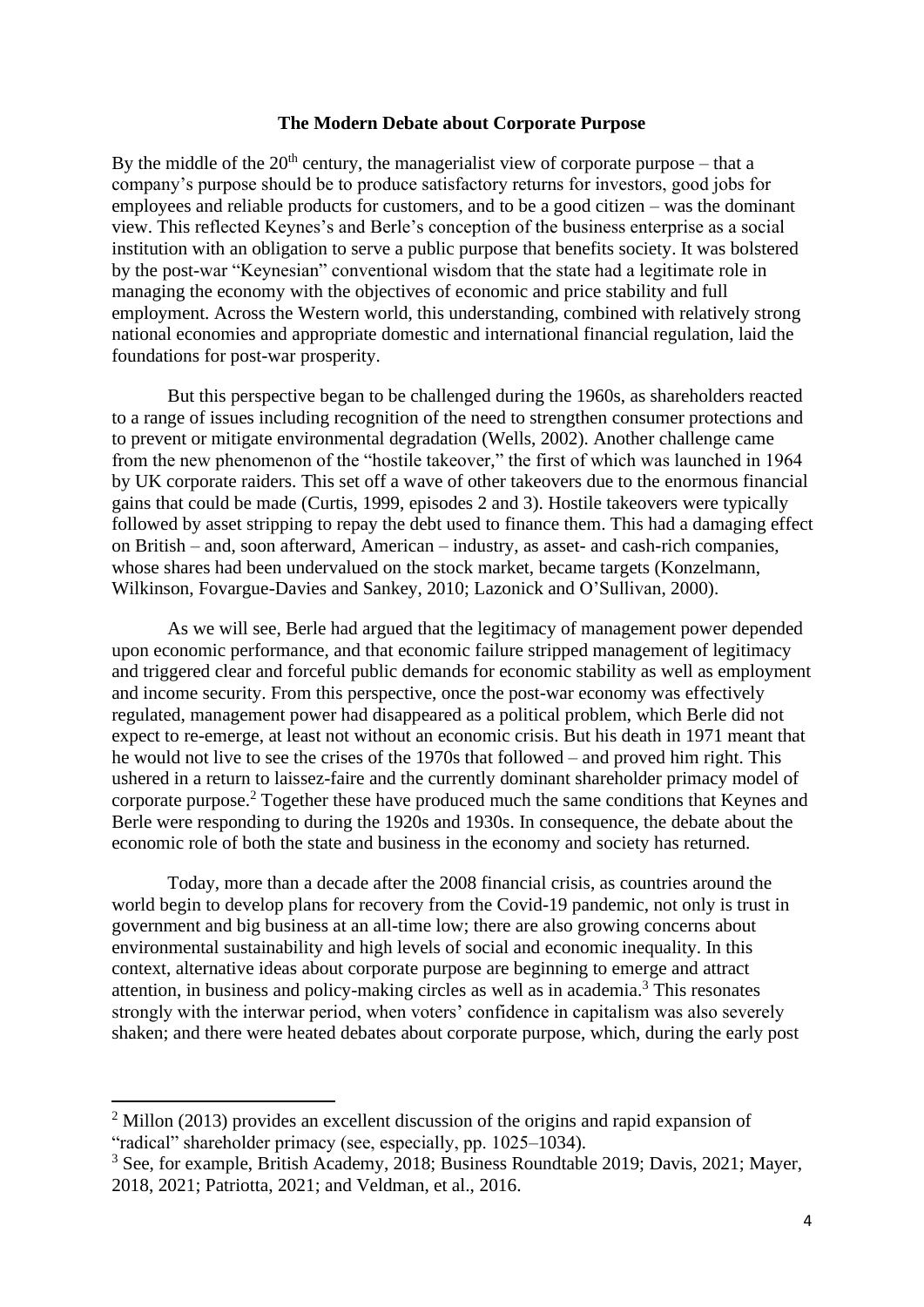## The Modern Debate about Corporate Purpose

By the middle of the 20th century, the managerialist view of corporate purpose – that a company's purpose should be to produce satisfactory returns for investors, good jobs for employees and reliable products for customers, and to be a good citizen – was the dominant view. This reflected Keynes's and Berle's conception of the business enterprise as a social institution with an obligation to serve a public purpose that benefits society. It was bolstered by the post-war "Keynesian" conventional wisdom that the state had a legitimate role in managing the economy with the objectives of economic and price stability and full employment. Across the Western world, this understanding, combined with relatively strong national economies and appropriate domestic and international financial regulation, laid the foundations for post-war prosperity.

But this perspective began to be challenged during the 1960s, as shareholders reacted to a range of issues including recognition of the need to strengthen consumer protections and to prevent or mitigate environmental degradation (Wells, 2002). Another challenge came from the new phenomenon of the "hostile takeover," the first of which was launched in 1964 by UK corporate raiders. This set off a wave of other takeovers due to the enormous financial gains that could be made (Curtis, 1999, episodes 2 and 3). Hostile takeovers were typically followed by asset stripping to repay the debt used to finance them. This had a damaging effect on British – and, soon afterward, American – industry, as asset- and cash-rich companies, whose shares had been undervalued on the stock market, became targets (Konzelmann, Wilkinson, Fovargue-Davies and Sankey, 2010; Lazonick and O'Sullivan, 2000).

As we will see, Berle had argued that the legitimacy of management power depended upon economic performance, and that economic failure stripped management of legitimacy and triggered clear and forceful public demands for economic stability as well as employment and income security. From this perspective, once the post-war economy was effectively regulated, management power had disappeared as a political problem, which Berle did not expect to re-emerge, at least not without an economic crisis. But his death in 1971 meant that he would not live to see the crises of the 1970s that followed – and proved him right. This ushered in a return to laissez-faire and the currently dominant shareholder primacy model of corporate purpose.[2] Together these have produced much the same conditions that Keynes and Berle were responding to during the 1920s and 1930s. In consequence, the debate about the economic role of both the state and business in the economy and society has returned.

Today, more than a decade after the 2008 financial crisis, as countries around the world begin to develop plans for recovery from the Covid-19 pandemic, not only is trust in government and big business at an all-time low; there are also growing concerns about environmental sustainability and high levels of social and economic inequality. In this context, alternative ideas about corporate purpose are beginning to emerge and attract attention, in business and policy-making circles as well as in academia.[3] This resonates strongly with the interwar period, when voters' confidence in capitalism was also severely shaken; and there were heated debates about corporate purpose, which, during the early post

---

[2] Millon (2013) provides an excellent discussion of the origins and rapid expansion of "radical" shareholder primacy (see, especially, pp. 1025–1034).

[3] See, for example, British Academy, 2018; Business Roundtable 2019; Davis, 2021; Mayer, 2018, 2021; Patriotta, 2021; and Veldman, et al., 2016.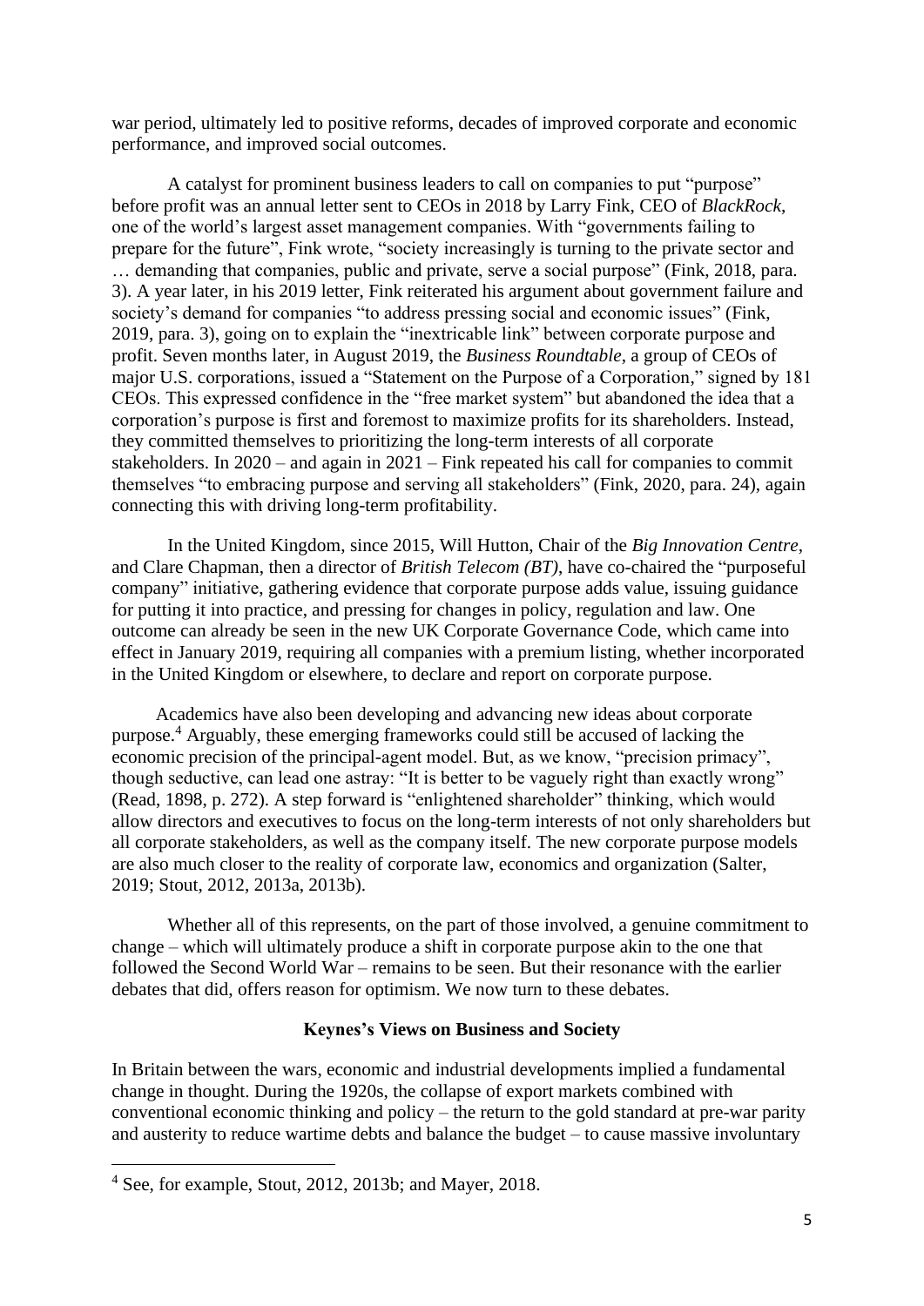war period, ultimately led to positive reforms, decades of improved corporate and economic performance, and improved social outcomes.

A catalyst for prominent business leaders to call on companies to put "purpose" before profit was an annual letter sent to CEOs in 2018 by Larry Fink, CEO of *BlackRock*, one of the world's largest asset management companies. With "governments failing to prepare for the future", Fink wrote, "society increasingly is turning to the private sector and … demanding that companies, public and private, serve a social purpose" (Fink, 2018, para. 3). A year later, in his 2019 letter, Fink reiterated his argument about government failure and society's demand for companies "to address pressing social and economic issues" (Fink, 2019, para. 3), going on to explain the "inextricable link" between corporate purpose and profit. Seven months later, in August 2019, the *Business Roundtable*, a group of CEOs of major U.S. corporations, issued a "Statement on the Purpose of a Corporation," signed by 181 CEOs. This expressed confidence in the "free market system" but abandoned the idea that a corporation's purpose is first and foremost to maximize profits for its shareholders. Instead, they committed themselves to prioritizing the long-term interests of all corporate stakeholders. In 2020 – and again in 2021 – Fink repeated his call for companies to commit themselves "to embracing purpose and serving all stakeholders" (Fink, 2020, para. 24), again connecting this with driving long-term profitability.

In the United Kingdom, since 2015, Will Hutton, Chair of the *Big Innovation Centre*, and Clare Chapman, then a director of *British Telecom (BT)*, have co-chaired the "purposeful company" initiative, gathering evidence that corporate purpose adds value, issuing guidance for putting it into practice, and pressing for changes in policy, regulation and law. One outcome can already be seen in the new UK Corporate Governance Code, which came into effect in January 2019, requiring all companies with a premium listing, whether incorporated in the United Kingdom or elsewhere, to declare and report on corporate purpose.

Academics have also been developing and advancing new ideas about corporate purpose.[4] Arguably, these emerging frameworks could still be accused of lacking the economic precision of the principal-agent model. But, as we know, "precision primacy", though seductive, can lead one astray: "It is better to be vaguely right than exactly wrong" (Read, 1898, p. 272). A step forward is "enlightened shareholder" thinking, which would allow directors and executives to focus on the long-term interests of not only shareholders but all corporate stakeholders, as well as the company itself. The new corporate purpose models are also much closer to the reality of corporate law, economics and organization (Salter, 2019; Stout, 2012, 2013a, 2013b).

Whether all of this represents, on the part of those involved, a genuine commitment to change – which will ultimately produce a shift in corporate purpose akin to the one that followed the Second World War – remains to be seen. But their resonance with the earlier debates that did, offers reason for optimism. We now turn to these debates.

## Keynes's Views on Business and Society

In Britain between the wars, economic and industrial developments implied a fundamental change in thought. During the 1920s, the collapse of export markets combined with conventional economic thinking and policy – the return to the gold standard at pre-war parity and austerity to reduce wartime debts and balance the budget – to cause massive involuntary

[4] See, for example, Stout, 2012, 2013b; and Mayer, 2018.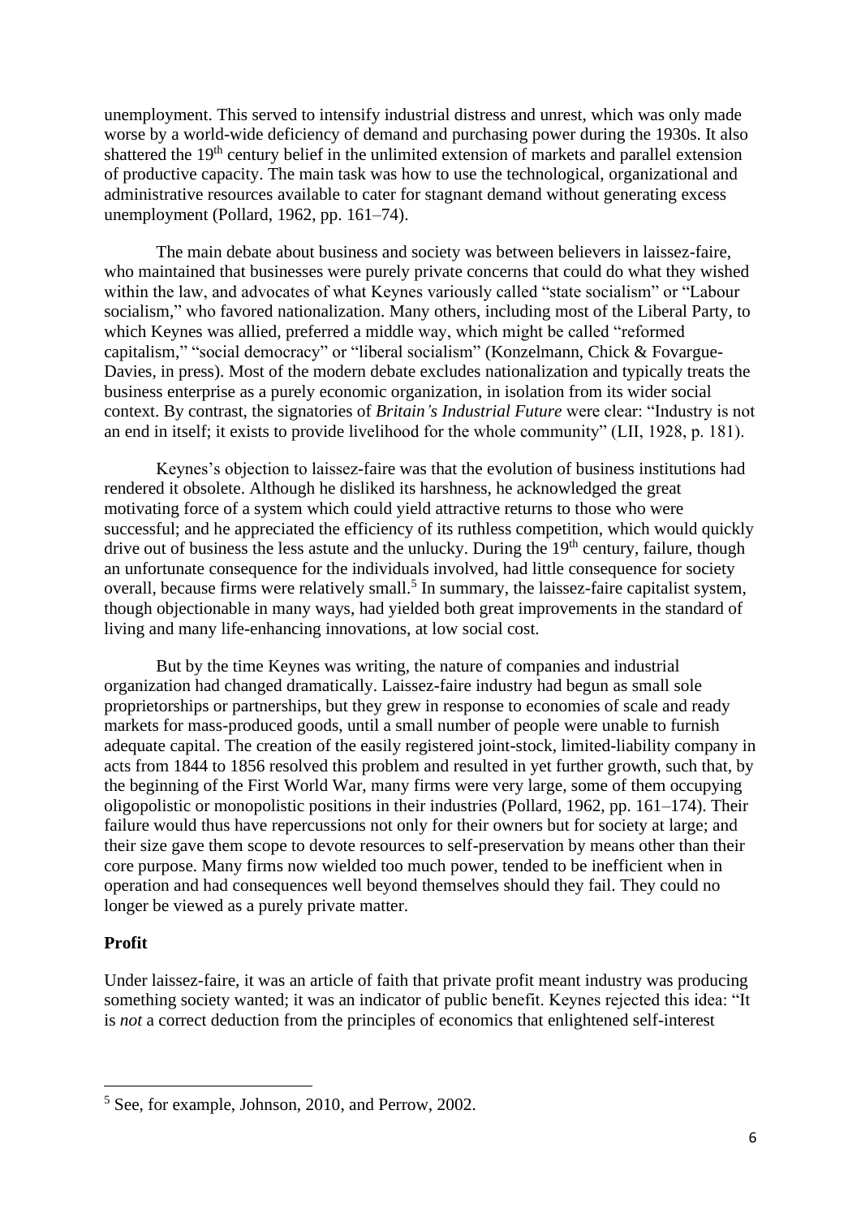unemployment. This served to intensify industrial distress and unrest, which was only made worse by a world-wide deficiency of demand and purchasing power during the 1930s. It also shattered the 19th century belief in the unlimited extension of markets and parallel extension of productive capacity. The main task was how to use the technological, organizational and administrative resources available to cater for stagnant demand without generating excess unemployment (Pollard, 1962, pp. 161–74).

The main debate about business and society was between believers in laissez-faire, who maintained that businesses were purely private concerns that could do what they wished within the law, and advocates of what Keynes variously called "state socialism" or "Labour socialism," who favored nationalization. Many others, including most of the Liberal Party, to which Keynes was allied, preferred a middle way, which might be called "reformed capitalism," "social democracy" or "liberal socialism" (Konzelmann, Chick & Fovargue-Davies, in press). Most of the modern debate excludes nationalization and typically treats the business enterprise as a purely economic organization, in isolation from its wider social context. By contrast, the signatories of *Britain's Industrial Future* were clear: "Industry is not an end in itself; it exists to provide livelihood for the whole community" (LII, 1928, p. 181).

Keynes's objection to laissez-faire was that the evolution of business institutions had rendered it obsolete. Although he disliked its harshness, he acknowledged the great motivating force of a system which could yield attractive returns to those who were successful; and he appreciated the efficiency of its ruthless competition, which would quickly drive out of business the less astute and the unlucky. During the 19th century, failure, though an unfortunate consequence for the individuals involved, had little consequence for society overall, because firms were relatively small.[5] In summary, the laissez-faire capitalist system, though objectionable in many ways, had yielded both great improvements in the standard of living and many life-enhancing innovations, at low social cost.

But by the time Keynes was writing, the nature of companies and industrial organization had changed dramatically. Laissez-faire industry had begun as small sole proprietorships or partnerships, but they grew in response to economies of scale and ready markets for mass-produced goods, until a small number of people were unable to furnish adequate capital. The creation of the easily registered joint-stock, limited-liability company in acts from 1844 to 1856 resolved this problem and resulted in yet further growth, such that, by the beginning of the First World War, many firms were very large, some of them occupying oligopolistic or monopolistic positions in their industries (Pollard, 1962, pp. 161–174). Their failure would thus have repercussions not only for their owners but for society at large; and their size gave them scope to devote resources to self-preservation by means other than their core purpose. Many firms now wielded too much power, tended to be inefficient when in operation and had consequences well beyond themselves should they fail. They could no longer be viewed as a purely private matter.

**Profit**

Under laissez-faire, it was an article of faith that private profit meant industry was producing something society wanted; it was an indicator of public benefit. Keynes rejected this idea: "It is *not* a correct deduction from the principles of economics that enlightened self-interest

---

[5] See, for example, Johnson, 2010, and Perrow, 2002.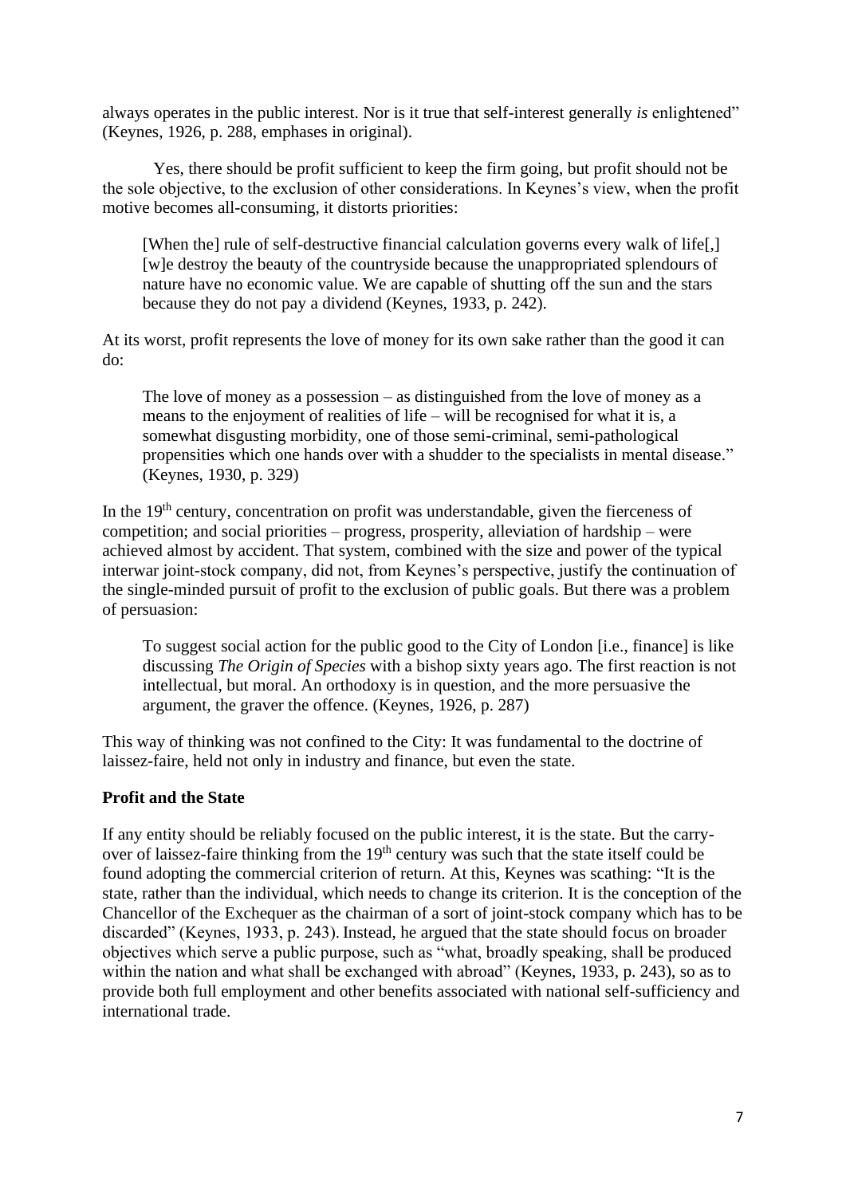always operates in the public interest. Nor is it true that self-interest generally *is* enlightened" (Keynes, 1926, p. 288, emphases in original).

Yes, there should be profit sufficient to keep the firm going, but profit should not be the sole objective, to the exclusion of other considerations. In Keynes's view, when the profit motive becomes all-consuming, it distorts priorities:

> [When the] rule of self-destructive financial calculation governs every walk of life[,] [w]e destroy the beauty of the countryside because the unappropriated splendours of nature have no economic value. We are capable of shutting off the sun and the stars because they do not pay a dividend (Keynes, 1933, p. 242).

At its worst, profit represents the love of money for its own sake rather than the good it can do:

> The love of money as a possession – as distinguished from the love of money as a means to the enjoyment of realities of life – will be recognised for what it is, a somewhat disgusting morbidity, one of those semi-criminal, semi-pathological propensities which one hands over with a shudder to the specialists in mental disease." (Keynes, 1930, p. 329)

In the 19th century, concentration on profit was understandable, given the fierceness of competition; and social priorities – progress, prosperity, alleviation of hardship – were achieved almost by accident. That system, combined with the size and power of the typical interwar joint-stock company, did not, from Keynes's perspective, justify the continuation of the single-minded pursuit of profit to the exclusion of public goals. But there was a problem of persuasion:

> To suggest social action for the public good to the City of London [i.e., finance] is like discussing *The Origin of Species* with a bishop sixty years ago. The first reaction is not intellectual, but moral. An orthodoxy is in question, and the more persuasive the argument, the graver the offence. (Keynes, 1926, p. 287)

This way of thinking was not confined to the City: It was fundamental to the doctrine of laissez-faire, held not only in industry and finance, but even the state.

**Profit and the State**

If any entity should be reliably focused on the public interest, it is the state. But the carry-over of laissez-faire thinking from the 19th century was such that the state itself could be found adopting the commercial criterion of return. At this, Keynes was scathing: "It is the state, rather than the individual, which needs to change its criterion. It is the conception of the Chancellor of the Exchequer as the chairman of a sort of joint-stock company which has to be discarded" (Keynes, 1933, p. 243). Instead, he argued that the state should focus on broader objectives which serve a public purpose, such as "what, broadly speaking, shall be produced within the nation and what shall be exchanged with abroad" (Keynes, 1933, p. 243), so as to provide both full employment and other benefits associated with national self-sufficiency and international trade.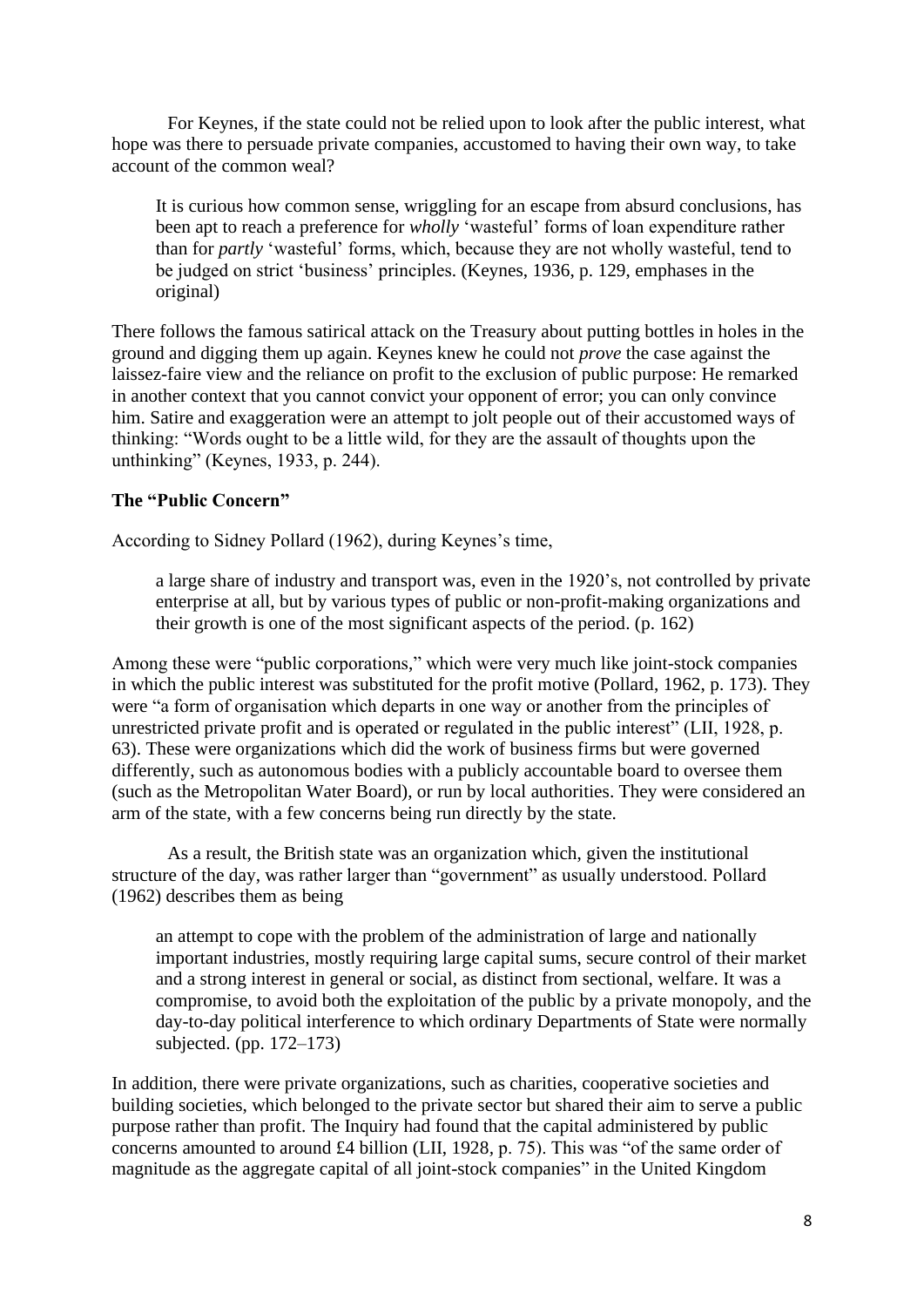For Keynes, if the state could not be relied upon to look after the public interest, what hope was there to persuade private companies, accustomed to having their own way, to take account of the common weal?

> It is curious how common sense, wriggling for an escape from absurd conclusions, has been apt to reach a preference for *wholly* 'wasteful' forms of loan expenditure rather than for *partly* 'wasteful' forms, which, because they are not wholly wasteful, tend to be judged on strict 'business' principles. (Keynes, 1936, p. 129, emphases in the original)

There follows the famous satirical attack on the Treasury about putting bottles in holes in the ground and digging them up again. Keynes knew he could not *prove* the case against the laissez-faire view and the reliance on profit to the exclusion of public purpose: He remarked in another context that you cannot convict your opponent of error; you can only convince him. Satire and exaggeration were an attempt to jolt people out of their accustomed ways of thinking: "Words ought to be a little wild, for they are the assault of thoughts upon the unthinking" (Keynes, 1933, p. 244).

### The "Public Concern"

According to Sidney Pollard (1962), during Keynes's time,

> a large share of industry and transport was, even in the 1920's, not controlled by private enterprise at all, but by various types of public or non-profit-making organizations and their growth is one of the most significant aspects of the period. (p. 162)

Among these were "public corporations," which were very much like joint-stock companies in which the public interest was substituted for the profit motive (Pollard, 1962, p. 173). They were "a form of organisation which departs in one way or another from the principles of unrestricted private profit and is operated or regulated in the public interest" (LII, 1928, p. 63). These were organizations which did the work of business firms but were governed differently, such as autonomous bodies with a publicly accountable board to oversee them (such as the Metropolitan Water Board), or run by local authorities. They were considered an arm of the state, with a few concerns being run directly by the state.

As a result, the British state was an organization which, given the institutional structure of the day, was rather larger than "government" as usually understood. Pollard (1962) describes them as being

> an attempt to cope with the problem of the administration of large and nationally important industries, mostly requiring large capital sums, secure control of their market and a strong interest in general or social, as distinct from sectional, welfare. It was a compromise, to avoid both the exploitation of the public by a private monopoly, and the day-to-day political interference to which ordinary Departments of State were normally subjected. (pp. 172–173)

In addition, there were private organizations, such as charities, cooperative societies and building societies, which belonged to the private sector but shared their aim to serve a public purpose rather than profit. The Inquiry had found that the capital administered by public concerns amounted to around £4 billion (LII, 1928, p. 75). This was "of the same order of magnitude as the aggregate capital of all joint-stock companies" in the United Kingdom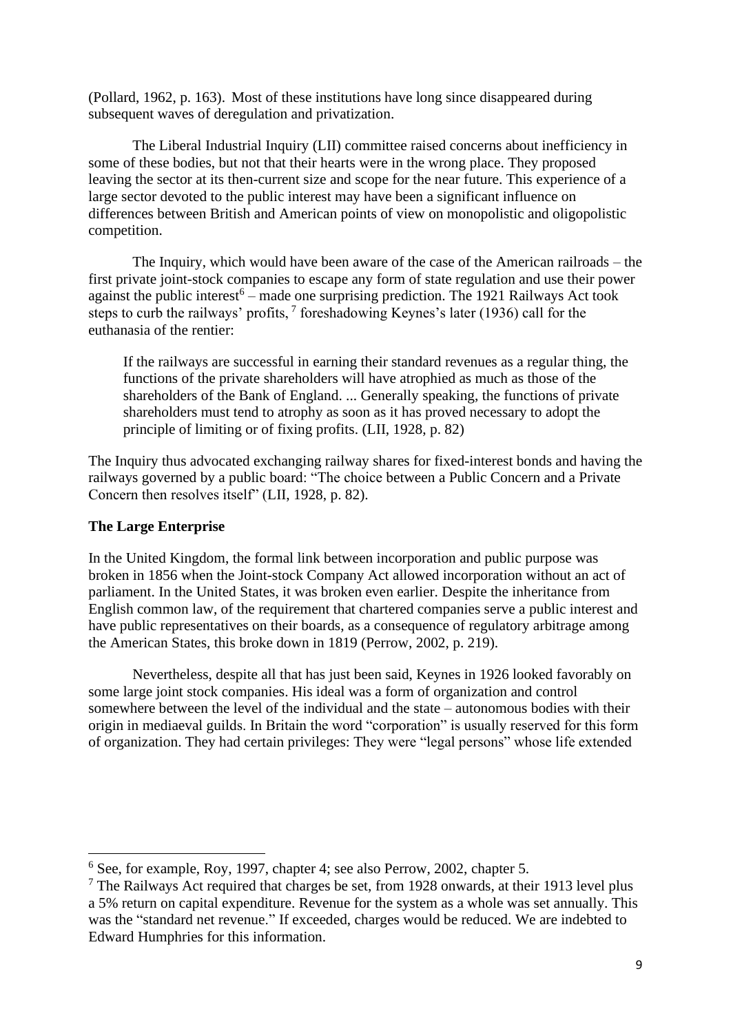(Pollard, 1962, p. 163). Most of these institutions have long since disappeared during subsequent waves of deregulation and privatization.

The Liberal Industrial Inquiry (LII) committee raised concerns about inefficiency in some of these bodies, but not that their hearts were in the wrong place. They proposed leaving the sector at its then-current size and scope for the near future. This experience of a large sector devoted to the public interest may have been a significant influence on differences between British and American points of view on monopolistic and oligopolistic competition.

The Inquiry, which would have been aware of the case of the American railroads – the first private joint-stock companies to escape any form of state regulation and use their power against the public interest[6] – made one surprising prediction. The 1921 Railways Act took steps to curb the railways' profits,[7] foreshadowing Keynes's later (1936) call for the euthanasia of the rentier:

> If the railways are successful in earning their standard revenues as a regular thing, the functions of the private shareholders will have atrophied as much as those of the shareholders of the Bank of England. ... Generally speaking, the functions of private shareholders must tend to atrophy as soon as it has proved necessary to adopt the principle of limiting or of fixing profits. (LII, 1928, p. 82)

The Inquiry thus advocated exchanging railway shares for fixed-interest bonds and having the railways governed by a public board: "The choice between a Public Concern and a Private Concern then resolves itself" (LII, 1928, p. 82).

**The Large Enterprise**

In the United Kingdom, the formal link between incorporation and public purpose was broken in 1856 when the Joint-stock Company Act allowed incorporation without an act of parliament. In the United States, it was broken even earlier. Despite the inheritance from English common law, of the requirement that chartered companies serve a public interest and have public representatives on their boards, as a consequence of regulatory arbitrage among the American States, this broke down in 1819 (Perrow, 2002, p. 219).

Nevertheless, despite all that has just been said, Keynes in 1926 looked favorably on some large joint stock companies. His ideal was a form of organization and control somewhere between the level of the individual and the state – autonomous bodies with their origin in mediaeval guilds. In Britain the word "corporation" is usually reserved for this form of organization. They had certain privileges: They were "legal persons" whose life extended

---

[6] See, for example, Roy, 1997, chapter 4; see also Perrow, 2002, chapter 5.

[7] The Railways Act required that charges be set, from 1928 onwards, at their 1913 level plus a 5% return on capital expenditure. Revenue for the system as a whole was set annually. This was the "standard net revenue." If exceeded, charges would be reduced. We are indebted to Edward Humphries for this information.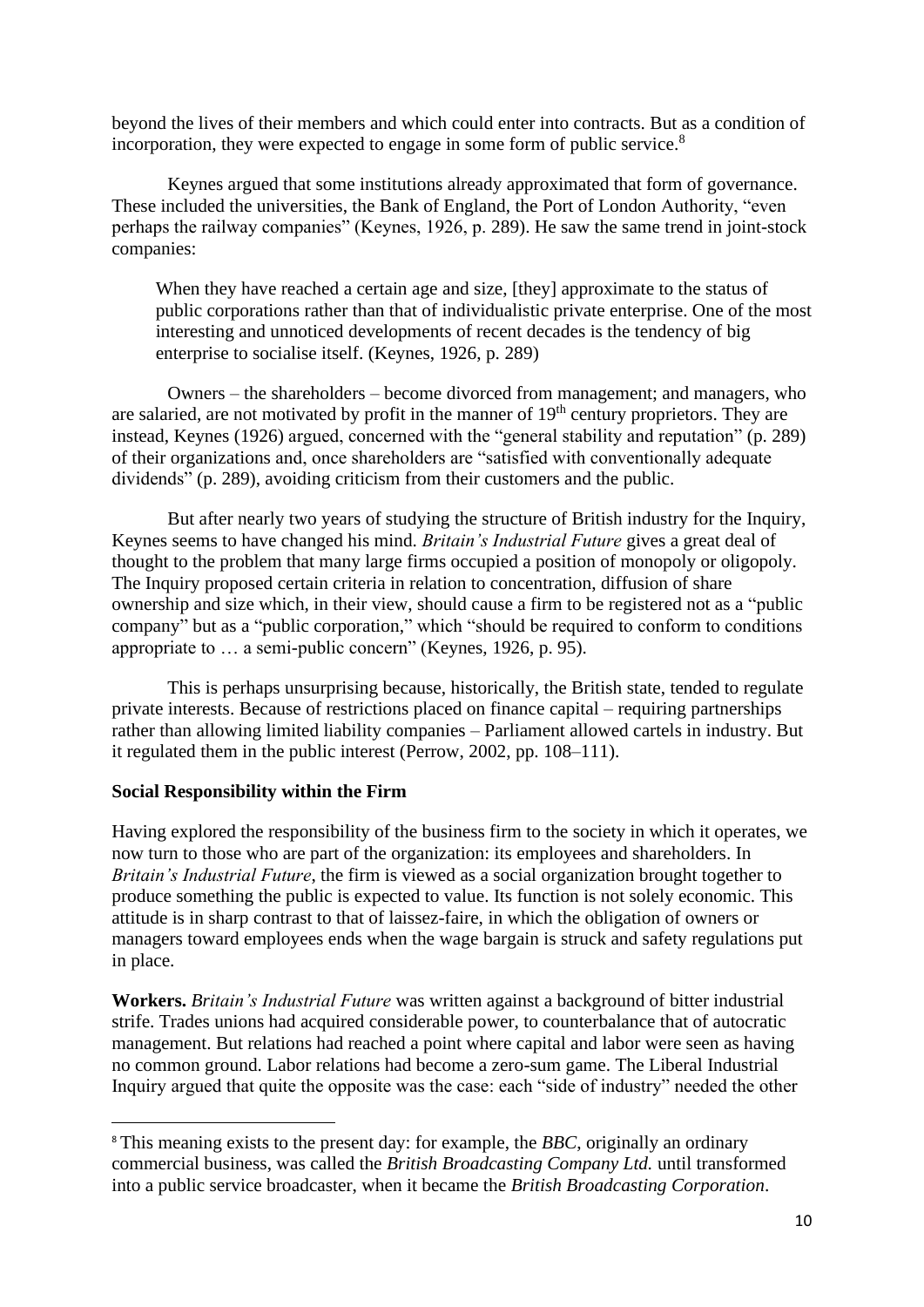beyond the lives of their members and which could enter into contracts. But as a condition of incorporation, they were expected to engage in some form of public service.[8]

Keynes argued that some institutions already approximated that form of governance. These included the universities, the Bank of England, the Port of London Authority, "even perhaps the railway companies" (Keynes, 1926, p. 289). He saw the same trend in joint-stock companies:

> When they have reached a certain age and size, [they] approximate to the status of public corporations rather than that of individualistic private enterprise. One of the most interesting and unnoticed developments of recent decades is the tendency of big enterprise to socialise itself. (Keynes, 1926, p. 289)

Owners – the shareholders – become divorced from management; and managers, who are salaried, are not motivated by profit in the manner of 19th century proprietors. They are instead, Keynes (1926) argued, concerned with the "general stability and reputation" (p. 289) of their organizations and, once shareholders are "satisfied with conventionally adequate dividends" (p. 289), avoiding criticism from their customers and the public.

But after nearly two years of studying the structure of British industry for the Inquiry, Keynes seems to have changed his mind. *Britain's Industrial Future* gives a great deal of thought to the problem that many large firms occupied a position of monopoly or oligopoly. The Inquiry proposed certain criteria in relation to concentration, diffusion of share ownership and size which, in their view, should cause a firm to be registered not as a "public company" but as a "public corporation," which "should be required to conform to conditions appropriate to … a semi-public concern" (Keynes, 1926, p. 95).

This is perhaps unsurprising because, historically, the British state, tended to regulate private interests. Because of restrictions placed on finance capital – requiring partnerships rather than allowing limited liability companies – Parliament allowed cartels in industry. But it regulated them in the public interest (Perrow, 2002, pp. 108–111).

### Social Responsibility within the Firm

Having explored the responsibility of the business firm to the society in which it operates, we now turn to those who are part of the organization: its employees and shareholders. In *Britain's Industrial Future*, the firm is viewed as a social organization brought together to produce something the public is expected to value. Its function is not solely economic. This attitude is in sharp contrast to that of laissez-faire, in which the obligation of owners or managers toward employees ends when the wage bargain is struck and safety regulations put in place.

**Workers.** *Britain's Industrial Future* was written against a background of bitter industrial strife. Trades unions had acquired considerable power, to counterbalance that of autocratic management. But relations had reached a point where capital and labor were seen as having no common ground. Labor relations had become a zero-sum game. The Liberal Industrial Inquiry argued that quite the opposite was the case: each "side of industry" needed the other

---

[8] This meaning exists to the present day: for example, the *BBC*, originally an ordinary commercial business, was called the *British Broadcasting Company Ltd.* until transformed into a public service broadcaster, when it became the *British Broadcasting Corporation*.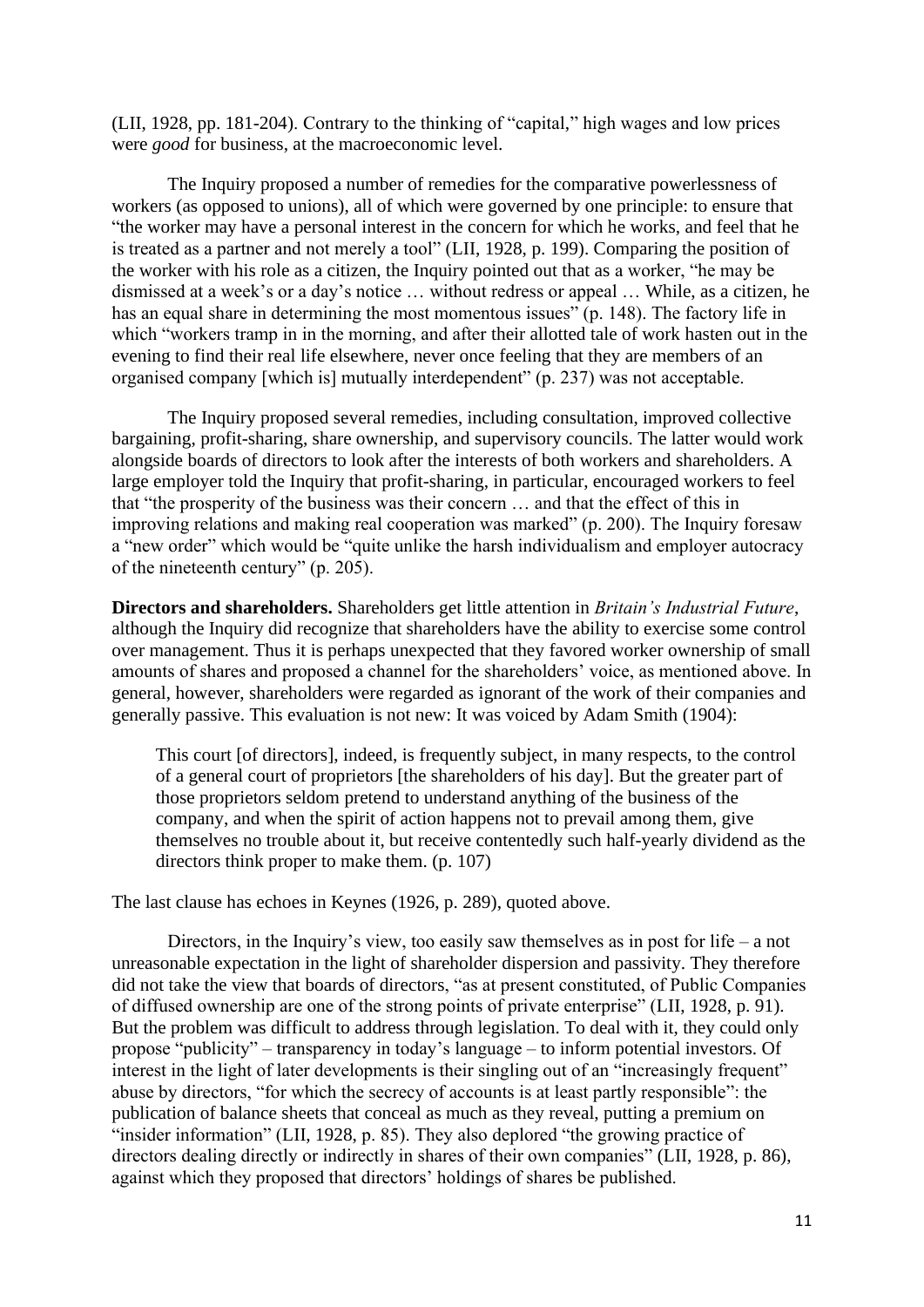(LII, 1928, pp. 181-204). Contrary to the thinking of "capital," high wages and low prices were *good* for business, at the macroeconomic level.

The Inquiry proposed a number of remedies for the comparative powerlessness of workers (as opposed to unions), all of which were governed by one principle: to ensure that "the worker may have a personal interest in the concern for which he works, and feel that he is treated as a partner and not merely a tool" (LII, 1928, p. 199). Comparing the position of the worker with his role as a citizen, the Inquiry pointed out that as a worker, "he may be dismissed at a week's or a day's notice … without redress or appeal … While, as a citizen, he has an equal share in determining the most momentous issues" (p. 148). The factory life in which "workers tramp in in the morning, and after their allotted tale of work hasten out in the evening to find their real life elsewhere, never once feeling that they are members of an organised company [which is] mutually interdependent" (p. 237) was not acceptable.

The Inquiry proposed several remedies, including consultation, improved collective bargaining, profit-sharing, share ownership, and supervisory councils. The latter would work alongside boards of directors to look after the interests of both workers and shareholders. A large employer told the Inquiry that profit-sharing, in particular, encouraged workers to feel that "the prosperity of the business was their concern … and that the effect of this in improving relations and making real cooperation was marked" (p. 200). The Inquiry foresaw a "new order" which would be "quite unlike the harsh individualism and employer autocracy of the nineteenth century" (p. 205).

**Directors and shareholders.** Shareholders get little attention in *Britain's Industrial Future*, although the Inquiry did recognize that shareholders have the ability to exercise some control over management. Thus it is perhaps unexpected that they favored worker ownership of small amounts of shares and proposed a channel for the shareholders' voice, as mentioned above. In general, however, shareholders were regarded as ignorant of the work of their companies and generally passive. This evaluation is not new: It was voiced by Adam Smith (1904):

> This court [of directors], indeed, is frequently subject, in many respects, to the control of a general court of proprietors [the shareholders of his day]. But the greater part of those proprietors seldom pretend to understand anything of the business of the company, and when the spirit of action happens not to prevail among them, give themselves no trouble about it, but receive contentedly such half-yearly dividend as the directors think proper to make them. (p. 107)

The last clause has echoes in Keynes (1926, p. 289), quoted above.

Directors, in the Inquiry's view, too easily saw themselves as in post for life – a not unreasonable expectation in the light of shareholder dispersion and passivity. They therefore did not take the view that boards of directors, "as at present constituted, of Public Companies of diffused ownership are one of the strong points of private enterprise" (LII, 1928, p. 91). But the problem was difficult to address through legislation. To deal with it, they could only propose "publicity" – transparency in today's language – to inform potential investors. Of interest in the light of later developments is their singling out of an "increasingly frequent" abuse by directors, "for which the secrecy of accounts is at least partly responsible": the publication of balance sheets that conceal as much as they reveal, putting a premium on "insider information" (LII, 1928, p. 85). They also deplored "the growing practice of directors dealing directly or indirectly in shares of their own companies" (LII, 1928, p. 86), against which they proposed that directors' holdings of shares be published.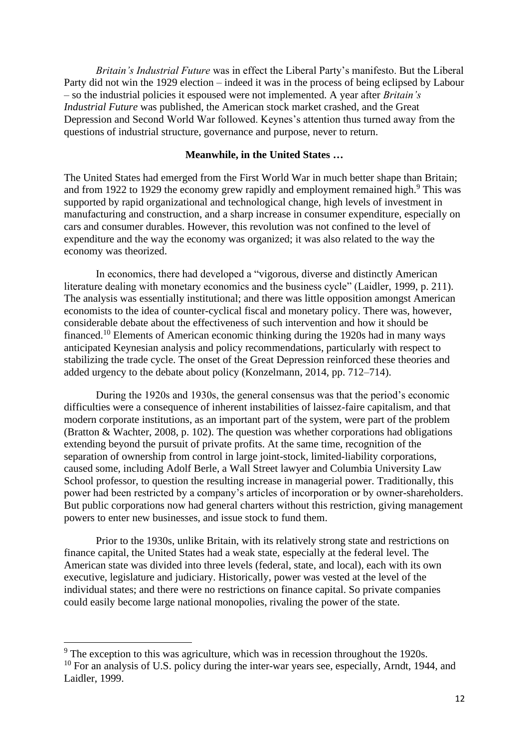*Britain's Industrial Future* was in effect the Liberal Party's manifesto. But the Liberal Party did not win the 1929 election – indeed it was in the process of being eclipsed by Labour – so the industrial policies it espoused were not implemented. A year after *Britain's Industrial Future* was published, the American stock market crashed, and the Great Depression and Second World War followed. Keynes's attention thus turned away from the questions of industrial structure, governance and purpose, never to return.

**Meanwhile, in the United States …**

The United States had emerged from the First World War in much better shape than Britain; and from 1922 to 1929 the economy grew rapidly and employment remained high.[9] This was supported by rapid organizational and technological change, high levels of investment in manufacturing and construction, and a sharp increase in consumer expenditure, especially on cars and consumer durables. However, this revolution was not confined to the level of expenditure and the way the economy was organized; it was also related to the way the economy was theorized.

In economics, there had developed a "vigorous, diverse and distinctly American literature dealing with monetary economics and the business cycle" (Laidler, 1999, p. 211). The analysis was essentially institutional; and there was little opposition amongst American economists to the idea of counter-cyclical fiscal and monetary policy. There was, however, considerable debate about the effectiveness of such intervention and how it should be financed.[10] Elements of American economic thinking during the 1920s had in many ways anticipated Keynesian analysis and policy recommendations, particularly with respect to stabilizing the trade cycle. The onset of the Great Depression reinforced these theories and added urgency to the debate about policy (Konzelmann, 2014, pp. 712–714).

During the 1920s and 1930s, the general consensus was that the period's economic difficulties were a consequence of inherent instabilities of laissez-faire capitalism, and that modern corporate institutions, as an important part of the system, were part of the problem (Bratton & Wachter, 2008, p. 102). The question was whether corporations had obligations extending beyond the pursuit of private profits. At the same time, recognition of the separation of ownership from control in large joint-stock, limited-liability corporations, caused some, including Adolf Berle, a Wall Street lawyer and Columbia University Law School professor, to question the resulting increase in managerial power. Traditionally, this power had been restricted by a company's articles of incorporation or by owner-shareholders. But public corporations now had general charters without this restriction, giving management powers to enter new businesses, and issue stock to fund them.

Prior to the 1930s, unlike Britain, with its relatively strong state and restrictions on finance capital, the United States had a weak state, especially at the federal level. The American state was divided into three levels (federal, state, and local), each with its own executive, legislature and judiciary. Historically, power was vested at the level of the individual states; and there were no restrictions on finance capital. So private companies could easily become large national monopolies, rivaling the power of the state.

---

[9] The exception to this was agriculture, which was in recession throughout the 1920s.

[10] For an analysis of U.S. policy during the inter-war years see, especially, Arndt, 1944, and Laidler, 1999.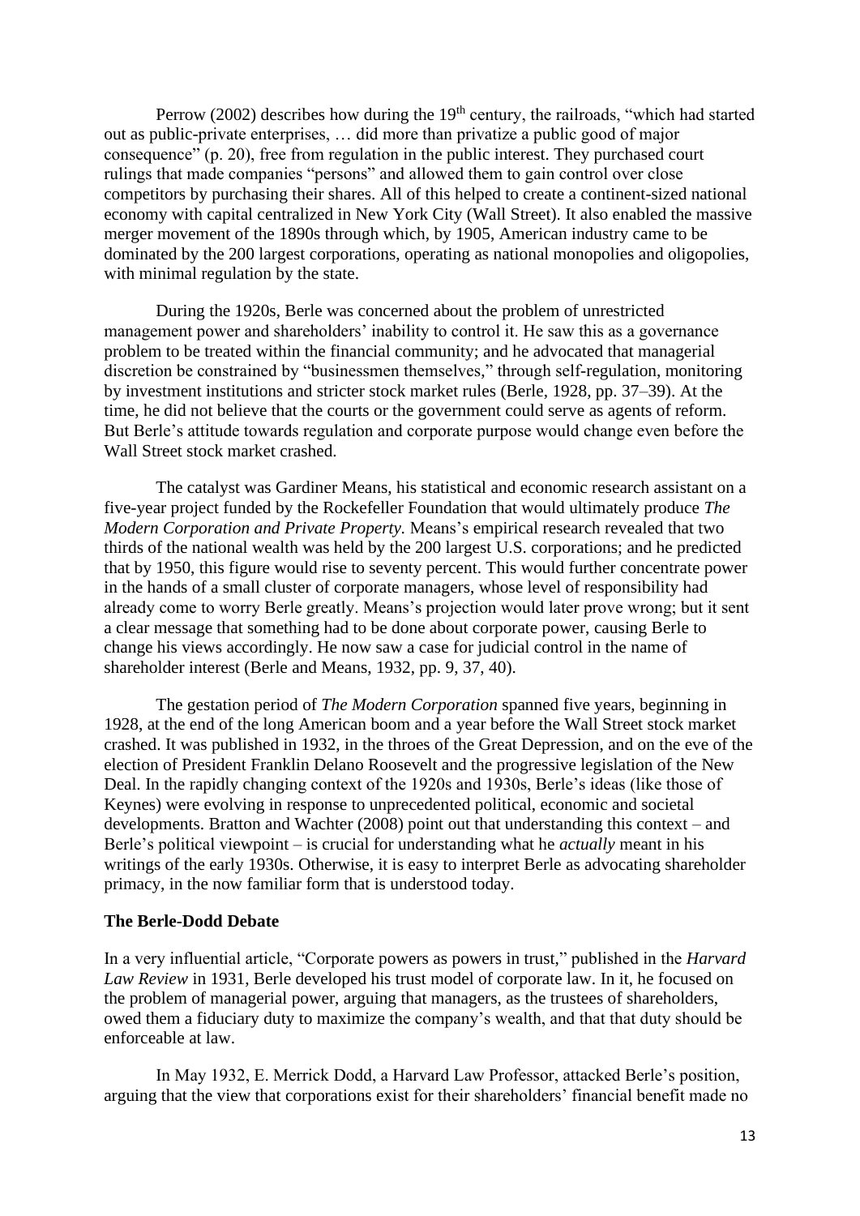Perrow (2002) describes how during the 19th century, the railroads, "which had started out as public-private enterprises, … did more than privatize a public good of major consequence" (p. 20), free from regulation in the public interest. They purchased court rulings that made companies "persons" and allowed them to gain control over close competitors by purchasing their shares. All of this helped to create a continent-sized national economy with capital centralized in New York City (Wall Street). It also enabled the massive merger movement of the 1890s through which, by 1905, American industry came to be dominated by the 200 largest corporations, operating as national monopolies and oligopolies, with minimal regulation by the state.

During the 1920s, Berle was concerned about the problem of unrestricted management power and shareholders' inability to control it. He saw this as a governance problem to be treated within the financial community; and he advocated that managerial discretion be constrained by "businessmen themselves," through self-regulation, monitoring by investment institutions and stricter stock market rules (Berle, 1928, pp. 37–39). At the time, he did not believe that the courts or the government could serve as agents of reform. But Berle's attitude towards regulation and corporate purpose would change even before the Wall Street stock market crashed.

The catalyst was Gardiner Means, his statistical and economic research assistant on a five-year project funded by the Rockefeller Foundation that would ultimately produce *The Modern Corporation and Private Property.* Means's empirical research revealed that two thirds of the national wealth was held by the 200 largest U.S. corporations; and he predicted that by 1950, this figure would rise to seventy percent. This would further concentrate power in the hands of a small cluster of corporate managers, whose level of responsibility had already come to worry Berle greatly. Means's projection would later prove wrong; but it sent a clear message that something had to be done about corporate power, causing Berle to change his views accordingly. He now saw a case for judicial control in the name of shareholder interest (Berle and Means, 1932, pp. 9, 37, 40).

The gestation period of *The Modern Corporation* spanned five years, beginning in 1928, at the end of the long American boom and a year before the Wall Street stock market crashed. It was published in 1932, in the throes of the Great Depression, and on the eve of the election of President Franklin Delano Roosevelt and the progressive legislation of the New Deal. In the rapidly changing context of the 1920s and 1930s, Berle's ideas (like those of Keynes) were evolving in response to unprecedented political, economic and societal developments. Bratton and Wachter (2008) point out that understanding this context – and Berle's political viewpoint – is crucial for understanding what he *actually* meant in his writings of the early 1930s. Otherwise, it is easy to interpret Berle as advocating shareholder primacy, in the now familiar form that is understood today.

**The Berle-Dodd Debate**

In a very influential article, "Corporate powers as powers in trust," published in the *Harvard Law Review* in 1931, Berle developed his trust model of corporate law. In it, he focused on the problem of managerial power, arguing that managers, as the trustees of shareholders, owed them a fiduciary duty to maximize the company's wealth, and that that duty should be enforceable at law.

In May 1932, E. Merrick Dodd, a Harvard Law Professor, attacked Berle's position, arguing that the view that corporations exist for their shareholders' financial benefit made no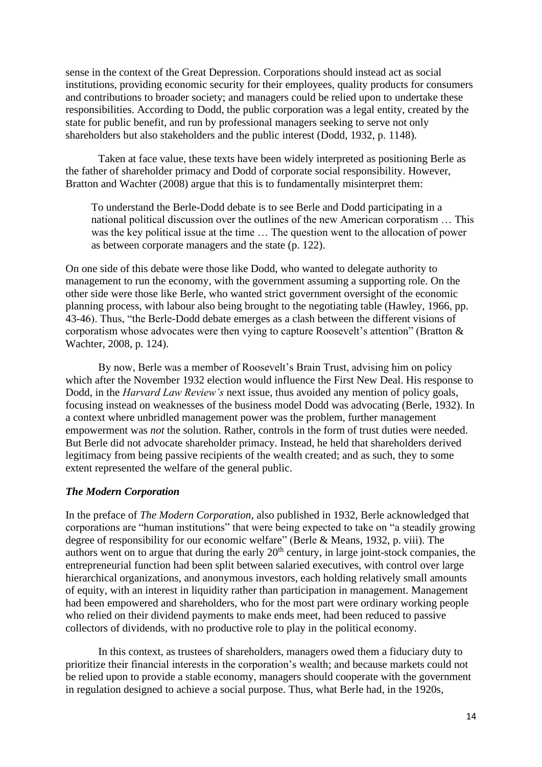sense in the context of the Great Depression. Corporations should instead act as social institutions, providing economic security for their employees, quality products for consumers and contributions to broader society; and managers could be relied upon to undertake these responsibilities. According to Dodd, the public corporation was a legal entity, created by the state for public benefit, and run by professional managers seeking to serve not only shareholders but also stakeholders and the public interest (Dodd, 1932, p. 1148).

Taken at face value, these texts have been widely interpreted as positioning Berle as the father of shareholder primacy and Dodd of corporate social responsibility. However, Bratton and Wachter (2008) argue that this is to fundamentally misinterpret them:

> To understand the Berle-Dodd debate is to see Berle and Dodd participating in a national political discussion over the outlines of the new American corporatism … This was the key political issue at the time … The question went to the allocation of power as between corporate managers and the state (p. 122).

On one side of this debate were those like Dodd, who wanted to delegate authority to management to run the economy, with the government assuming a supporting role. On the other side were those like Berle, who wanted strict government oversight of the economic planning process, with labour also being brought to the negotiating table (Hawley, 1966, pp. 43-46). Thus, "the Berle-Dodd debate emerges as a clash between the different visions of corporatism whose advocates were then vying to capture Roosevelt's attention" (Bratton & Wachter, 2008, p. 124).

By now, Berle was a member of Roosevelt's Brain Trust, advising him on policy which after the November 1932 election would influence the First New Deal. His response to Dodd, in the *Harvard Law Review's* next issue, thus avoided any mention of policy goals, focusing instead on weaknesses of the business model Dodd was advocating (Berle, 1932). In a context where unbridled management power was the problem, further management empowerment was *not* the solution. Rather, controls in the form of trust duties were needed. But Berle did not advocate shareholder primacy. Instead, he held that shareholders derived legitimacy from being passive recipients of the wealth created; and as such, they to some extent represented the welfare of the general public.

### *The Modern Corporation*

In the preface of *The Modern Corporation*, also published in 1932, Berle acknowledged that corporations are "human institutions" that were being expected to take on "a steadily growing degree of responsibility for our economic welfare" (Berle & Means, 1932, p. viii). The authors went on to argue that during the early 20th century, in large joint-stock companies, the entrepreneurial function had been split between salaried executives, with control over large hierarchical organizations, and anonymous investors, each holding relatively small amounts of equity, with an interest in liquidity rather than participation in management. Management had been empowered and shareholders, who for the most part were ordinary working people who relied on their dividend payments to make ends meet, had been reduced to passive collectors of dividends, with no productive role to play in the political economy.

In this context, as trustees of shareholders, managers owed them a fiduciary duty to prioritize their financial interests in the corporation's wealth; and because markets could not be relied upon to provide a stable economy, managers should cooperate with the government in regulation designed to achieve a social purpose. Thus, what Berle had, in the 1920s,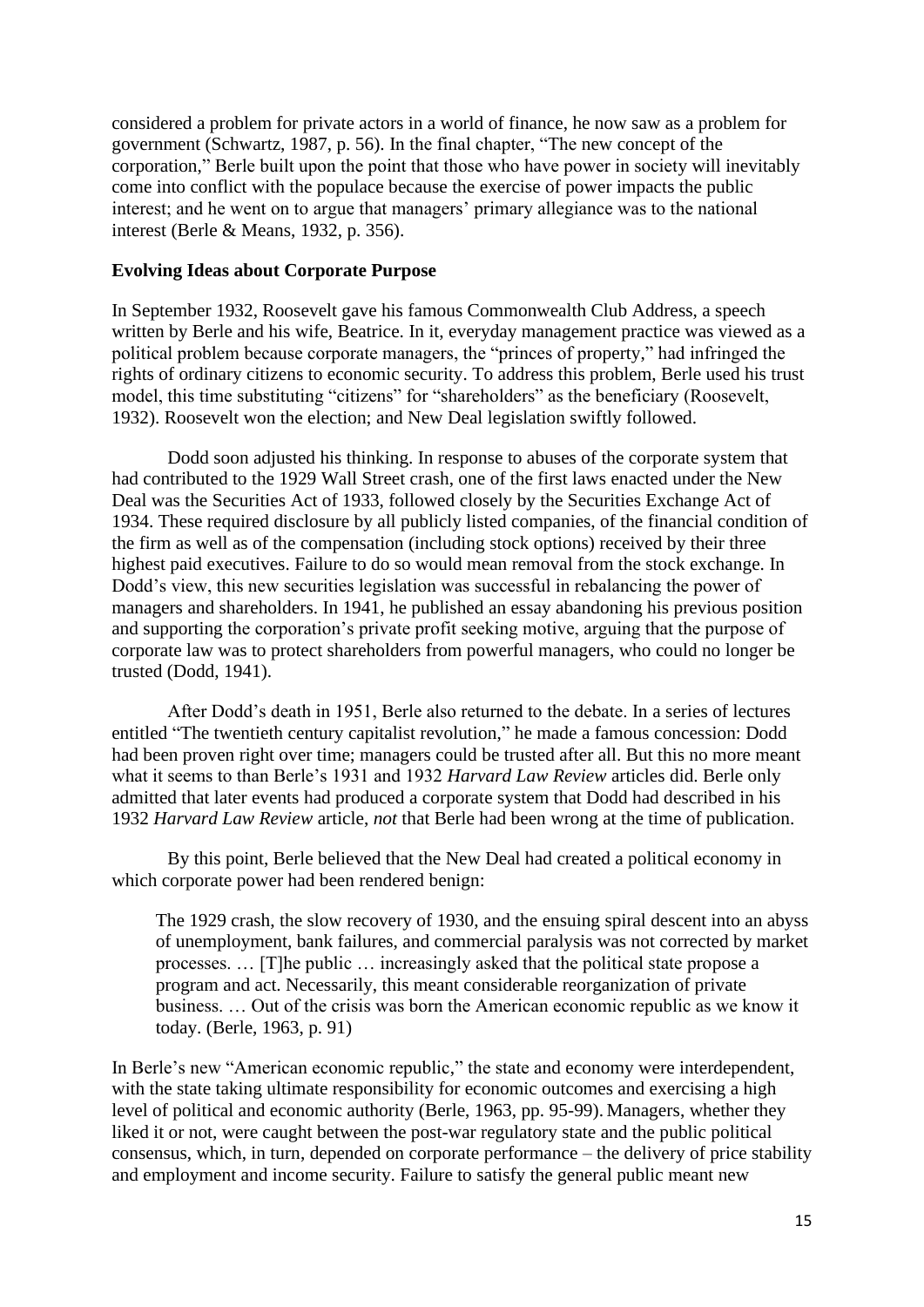considered a problem for private actors in a world of finance, he now saw as a problem for government (Schwartz, 1987, p. 56). In the final chapter, "The new concept of the corporation," Berle built upon the point that those who have power in society will inevitably come into conflict with the populace because the exercise of power impacts the public interest; and he went on to argue that managers' primary allegiance was to the national interest (Berle & Means, 1932, p. 356).

**Evolving Ideas about Corporate Purpose**

In September 1932, Roosevelt gave his famous Commonwealth Club Address, a speech written by Berle and his wife, Beatrice. In it, everyday management practice was viewed as a political problem because corporate managers, the "princes of property," had infringed the rights of ordinary citizens to economic security. To address this problem, Berle used his trust model, this time substituting "citizens" for "shareholders" as the beneficiary (Roosevelt, 1932). Roosevelt won the election; and New Deal legislation swiftly followed.

Dodd soon adjusted his thinking. In response to abuses of the corporate system that had contributed to the 1929 Wall Street crash, one of the first laws enacted under the New Deal was the Securities Act of 1933, followed closely by the Securities Exchange Act of 1934. These required disclosure by all publicly listed companies, of the financial condition of the firm as well as of the compensation (including stock options) received by their three highest paid executives. Failure to do so would mean removal from the stock exchange. In Dodd's view, this new securities legislation was successful in rebalancing the power of managers and shareholders. In 1941, he published an essay abandoning his previous position and supporting the corporation's private profit seeking motive, arguing that the purpose of corporate law was to protect shareholders from powerful managers, who could no longer be trusted (Dodd, 1941).

After Dodd's death in 1951, Berle also returned to the debate. In a series of lectures entitled "The twentieth century capitalist revolution," he made a famous concession: Dodd had been proven right over time; managers could be trusted after all. But this no more meant what it seems to than Berle's 1931 and 1932 *Harvard Law Review* articles did. Berle only admitted that later events had produced a corporate system that Dodd had described in his 1932 *Harvard Law Review* article, *not* that Berle had been wrong at the time of publication.

By this point, Berle believed that the New Deal had created a political economy in which corporate power had been rendered benign:

> The 1929 crash, the slow recovery of 1930, and the ensuing spiral descent into an abyss of unemployment, bank failures, and commercial paralysis was not corrected by market processes. … [T]he public … increasingly asked that the political state propose a program and act. Necessarily, this meant considerable reorganization of private business. … Out of the crisis was born the American economic republic as we know it today. (Berle, 1963, p. 91)

In Berle's new "American economic republic," the state and economy were interdependent, with the state taking ultimate responsibility for economic outcomes and exercising a high level of political and economic authority (Berle, 1963, pp. 95-99). Managers, whether they liked it or not, were caught between the post-war regulatory state and the public political consensus, which, in turn, depended on corporate performance – the delivery of price stability and employment and income security. Failure to satisfy the general public meant new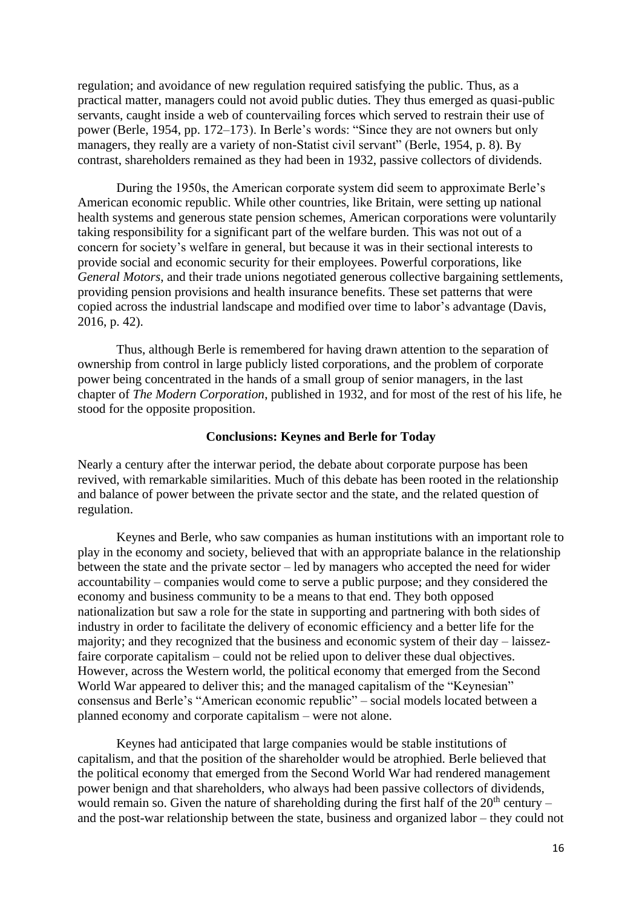regulation; and avoidance of new regulation required satisfying the public. Thus, as a practical matter, managers could not avoid public duties. They thus emerged as quasi-public servants, caught inside a web of countervailing forces which served to restrain their use of power (Berle, 1954, pp. 172–173). In Berle's words: "Since they are not owners but only managers, they really are a variety of non-Statist civil servant" (Berle, 1954, p. 8). By contrast, shareholders remained as they had been in 1932, passive collectors of dividends.

During the 1950s, the American corporate system did seem to approximate Berle's American economic republic. While other countries, like Britain, were setting up national health systems and generous state pension schemes, American corporations were voluntarily taking responsibility for a significant part of the welfare burden. This was not out of a concern for society's welfare in general, but because it was in their sectional interests to provide social and economic security for their employees. Powerful corporations, like *General Motors*, and their trade unions negotiated generous collective bargaining settlements, providing pension provisions and health insurance benefits. These set patterns that were copied across the industrial landscape and modified over time to labor's advantage (Davis, 2016, p. 42).

Thus, although Berle is remembered for having drawn attention to the separation of ownership from control in large publicly listed corporations, and the problem of corporate power being concentrated in the hands of a small group of senior managers, in the last chapter of *The Modern Corporation*, published in 1932, and for most of the rest of his life, he stood for the opposite proposition.

## Conclusions: Keynes and Berle for Today

Nearly a century after the interwar period, the debate about corporate purpose has been revived, with remarkable similarities. Much of this debate has been rooted in the relationship and balance of power between the private sector and the state, and the related question of regulation.

Keynes and Berle, who saw companies as human institutions with an important role to play in the economy and society, believed that with an appropriate balance in the relationship between the state and the private sector – led by managers who accepted the need for wider accountability – companies would come to serve a public purpose; and they considered the economy and business community to be a means to that end. They both opposed nationalization but saw a role for the state in supporting and partnering with both sides of industry in order to facilitate the delivery of economic efficiency and a better life for the majority; and they recognized that the business and economic system of their day – laissez-faire corporate capitalism – could not be relied upon to deliver these dual objectives. However, across the Western world, the political economy that emerged from the Second World War appeared to deliver this; and the managed capitalism of the "Keynesian" consensus and Berle's "American economic republic" – social models located between a planned economy and corporate capitalism – were not alone.

Keynes had anticipated that large companies would be stable institutions of capitalism, and that the position of the shareholder would be atrophied. Berle believed that the political economy that emerged from the Second World War had rendered management power benign and that shareholders, who always had been passive collectors of dividends, would remain so. Given the nature of shareholding during the first half of the 20th century – and the post-war relationship between the state, business and organized labor – they could not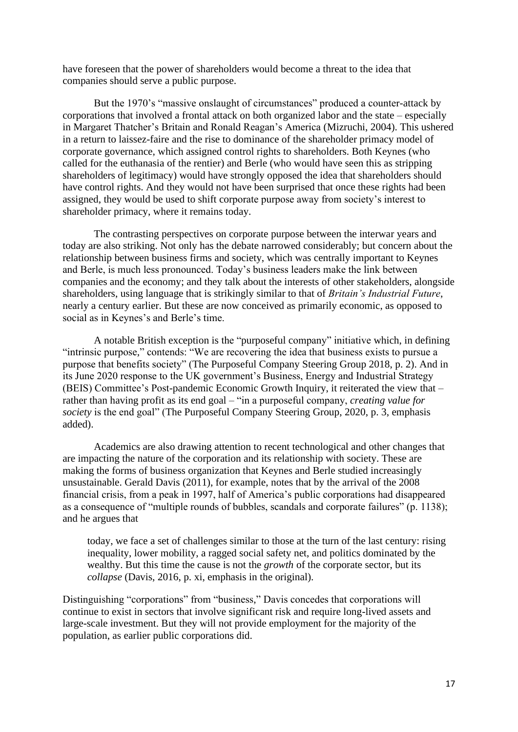have foreseen that the power of shareholders would become a threat to the idea that companies should serve a public purpose.

But the 1970's "massive onslaught of circumstances" produced a counter-attack by corporations that involved a frontal attack on both organized labor and the state – especially in Margaret Thatcher's Britain and Ronald Reagan's America (Mizruchi, 2004). This ushered in a return to laissez-faire and the rise to dominance of the shareholder primacy model of corporate governance, which assigned control rights to shareholders. Both Keynes (who called for the euthanasia of the rentier) and Berle (who would have seen this as stripping shareholders of legitimacy) would have strongly opposed the idea that shareholders should have control rights. And they would not have been surprised that once these rights had been assigned, they would be used to shift corporate purpose away from society's interest to shareholder primacy, where it remains today.

The contrasting perspectives on corporate purpose between the interwar years and today are also striking. Not only has the debate narrowed considerably; but concern about the relationship between business firms and society, which was centrally important to Keynes and Berle, is much less pronounced. Today's business leaders make the link between companies and the economy; and they talk about the interests of other stakeholders, alongside shareholders, using language that is strikingly similar to that of *Britain's Industrial Future*, nearly a century earlier. But these are now conceived as primarily economic, as opposed to social as in Keynes's and Berle's time.

A notable British exception is the "purposeful company" initiative which, in defining "intrinsic purpose," contends: "We are recovering the idea that business exists to pursue a purpose that benefits society" (The Purposeful Company Steering Group 2018, p. 2). And in its June 2020 response to the UK government's Business, Energy and Industrial Strategy (BEIS) Committee's Post-pandemic Economic Growth Inquiry, it reiterated the view that – rather than having profit as its end goal – "in a purposeful company, *creating value for society* is the end goal" (The Purposeful Company Steering Group, 2020, p. 3, emphasis added).

Academics are also drawing attention to recent technological and other changes that are impacting the nature of the corporation and its relationship with society. These are making the forms of business organization that Keynes and Berle studied increasingly unsustainable. Gerald Davis (2011), for example, notes that by the arrival of the 2008 financial crisis, from a peak in 1997, half of America's public corporations had disappeared as a consequence of "multiple rounds of bubbles, scandals and corporate failures" (p. 1138); and he argues that

> today, we face a set of challenges similar to those at the turn of the last century: rising inequality, lower mobility, a ragged social safety net, and politics dominated by the wealthy. But this time the cause is not the *growth* of the corporate sector, but its *collapse* (Davis, 2016, p. xi, emphasis in the original).

Distinguishing "corporations" from "business," Davis concedes that corporations will continue to exist in sectors that involve significant risk and require long-lived assets and large-scale investment. But they will not provide employment for the majority of the population, as earlier public corporations did.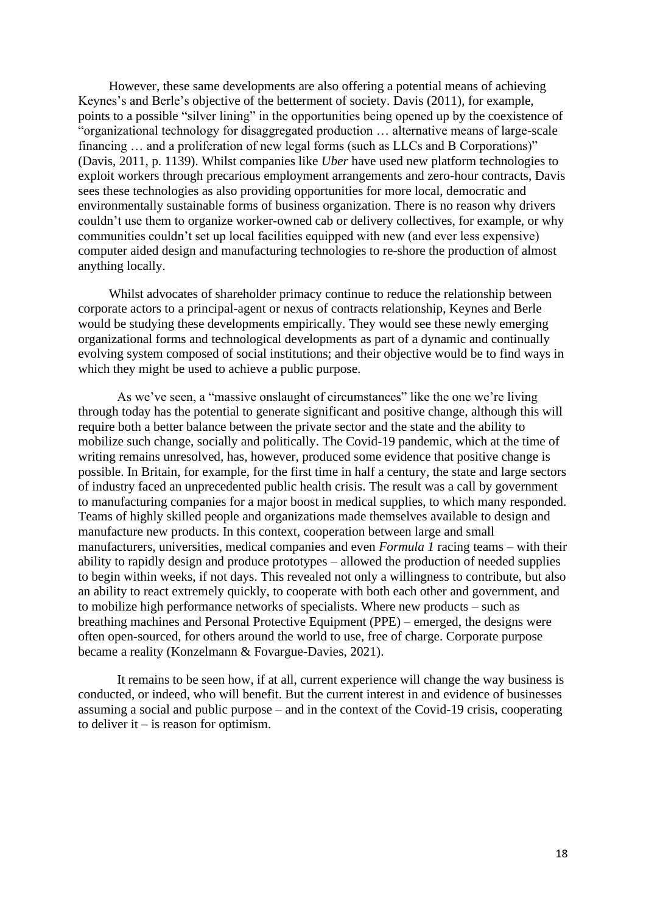However, these same developments are also offering a potential means of achieving Keynes's and Berle's objective of the betterment of society. Davis (2011), for example, points to a possible "silver lining" in the opportunities being opened up by the coexistence of "organizational technology for disaggregated production … alternative means of large-scale financing … and a proliferation of new legal forms (such as LLCs and B Corporations)" (Davis, 2011, p. 1139). Whilst companies like *Uber* have used new platform technologies to exploit workers through precarious employment arrangements and zero-hour contracts, Davis sees these technologies as also providing opportunities for more local, democratic and environmentally sustainable forms of business organization. There is no reason why drivers couldn't use them to organize worker-owned cab or delivery collectives, for example, or why communities couldn't set up local facilities equipped with new (and ever less expensive) computer aided design and manufacturing technologies to re-shore the production of almost anything locally.

Whilst advocates of shareholder primacy continue to reduce the relationship between corporate actors to a principal-agent or nexus of contracts relationship, Keynes and Berle would be studying these developments empirically. They would see these newly emerging organizational forms and technological developments as part of a dynamic and continually evolving system composed of social institutions; and their objective would be to find ways in which they might be used to achieve a public purpose.

As we've seen, a "massive onslaught of circumstances" like the one we're living through today has the potential to generate significant and positive change, although this will require both a better balance between the private sector and the state and the ability to mobilize such change, socially and politically. The Covid-19 pandemic, which at the time of writing remains unresolved, has, however, produced some evidence that positive change is possible. In Britain, for example, for the first time in half a century, the state and large sectors of industry faced an unprecedented public health crisis. The result was a call by government to manufacturing companies for a major boost in medical supplies, to which many responded. Teams of highly skilled people and organizations made themselves available to design and manufacture new products. In this context, cooperation between large and small manufacturers, universities, medical companies and even *Formula 1* racing teams – with their ability to rapidly design and produce prototypes – allowed the production of needed supplies to begin within weeks, if not days. This revealed not only a willingness to contribute, but also an ability to react extremely quickly, to cooperate with both each other and government, and to mobilize high performance networks of specialists. Where new products – such as breathing machines and Personal Protective Equipment (PPE) – emerged, the designs were often open-sourced, for others around the world to use, free of charge. Corporate purpose became a reality (Konzelmann & Fovargue-Davies, 2021).

It remains to be seen how, if at all, current experience will change the way business is conducted, or indeed, who will benefit. But the current interest in and evidence of businesses assuming a social and public purpose – and in the context of the Covid-19 crisis, cooperating to deliver it – is reason for optimism.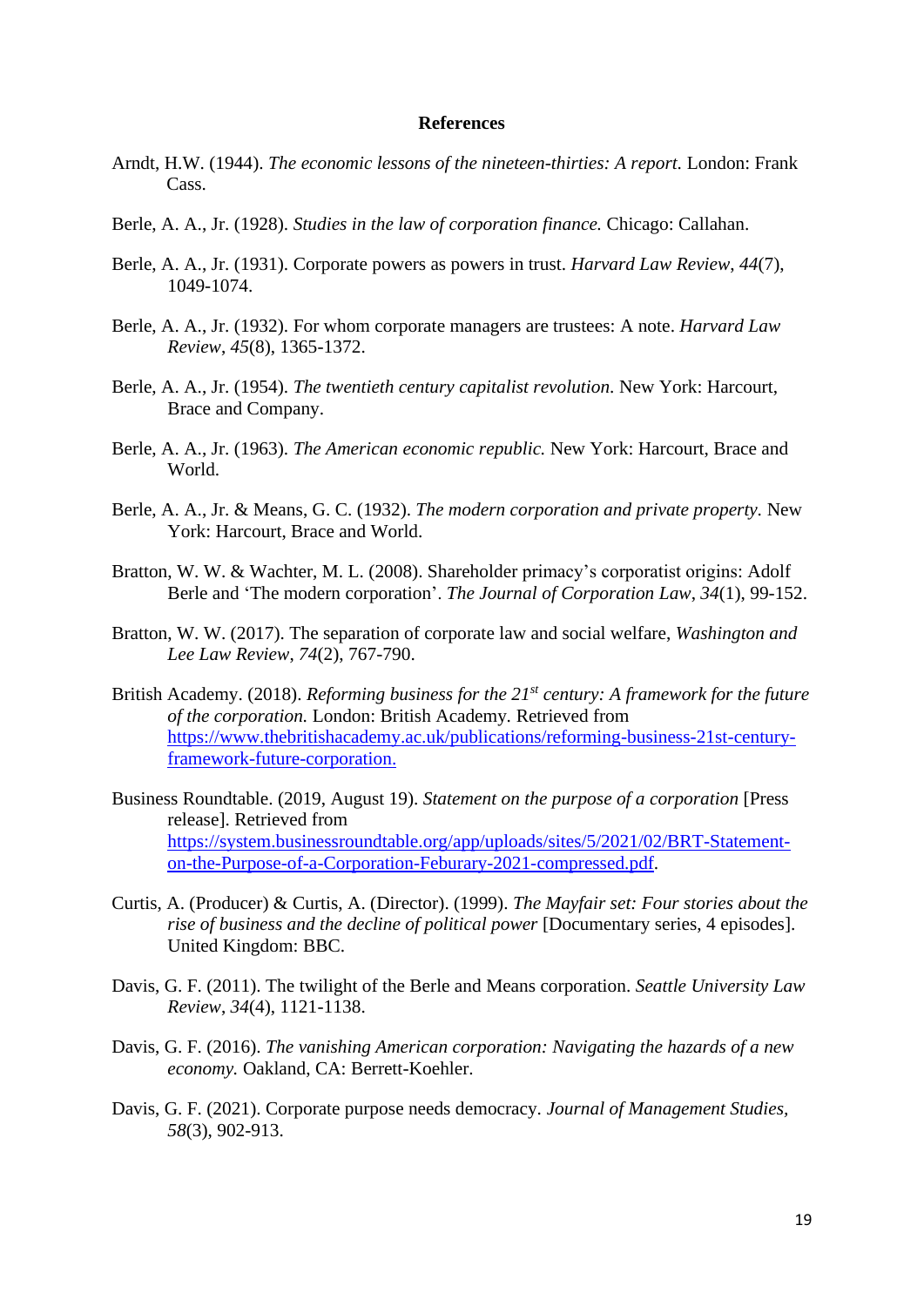## References

Arndt, H.W. (1944). *The economic lessons of the nineteen-thirties: A report*. London: Frank Cass.

Berle, A. A., Jr. (1928). *Studies in the law of corporation finance.* Chicago: Callahan.

Berle, A. A., Jr. (1931). Corporate powers as powers in trust. *Harvard Law Review*, *44*(7), 1049-1074.

Berle, A. A., Jr. (1932). For whom corporate managers are trustees: A note. *Harvard Law Review*, *45*(8), 1365-1372.

Berle, A. A., Jr. (1954). *The twentieth century capitalist revolution.* New York: Harcourt, Brace and Company.

Berle, A. A., Jr. (1963). *The American economic republic.* New York: Harcourt, Brace and World.

Berle, A. A., Jr. & Means, G. C. (1932). *The modern corporation and private property*. New York: Harcourt, Brace and World.

Bratton, W. W. & Wachter, M. L. (2008). Shareholder primacy's corporatist origins: Adolf Berle and 'The modern corporation'. *The Journal of Corporation Law*, *34*(1), 99-152.

Bratton, W. W. (2017). The separation of corporate law and social welfare, *Washington and Lee Law Review*, *74*(2), 767-790.

British Academy. (2018). *Reforming business for the 21st century: A framework for the future of the corporation.* London: British Academy. Retrieved from https://www.thebritishacademy.ac.uk/publications/reforming-business-21st-century-framework-future-corporation.

Business Roundtable. (2019, August 19). *Statement on the purpose of a corporation* [Press release]. Retrieved from https://system.businessroundtable.org/app/uploads/sites/5/2021/02/BRT-Statement-on-the-Purpose-of-a-Corporation-Feburary-2021-compressed.pdf.

Curtis, A. (Producer) & Curtis, A. (Director). (1999). *The Mayfair set: Four stories about the rise of business and the decline of political power* [Documentary series, 4 episodes]. United Kingdom: BBC.

Davis, G. F. (2011). The twilight of the Berle and Means corporation. *Seattle University Law Review*, *34*(4), 1121-1138.

Davis, G. F. (2016). *The vanishing American corporation: Navigating the hazards of a new economy.* Oakland, CA: Berrett-Koehler.

Davis, G. F. (2021). Corporate purpose needs democracy. *Journal of Management Studies*, *58*(3), 902-913.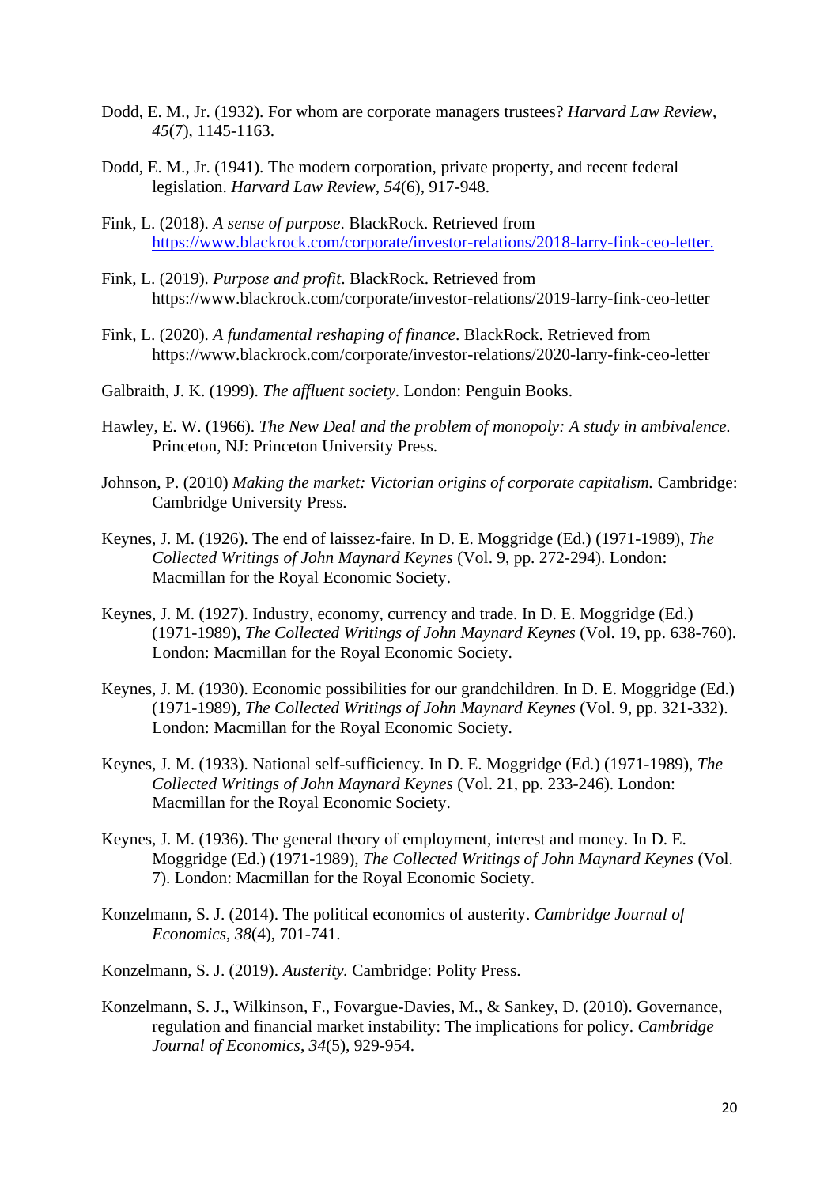Dodd, E. M., Jr. (1932). For whom are corporate managers trustees? *Harvard Law Review*, *45*(7), 1145-1163.

Dodd, E. M., Jr. (1941). The modern corporation, private property, and recent federal legislation. *Harvard Law Review*, *54*(6), 917-948.

Fink, L. (2018). *A sense of purpose*. BlackRock. Retrieved from [https://www.blackrock.com/corporate/investor-relations/2018-larry-fink-ceo-letter.](https://www.blackrock.com/corporate/investor-relations/2018-larry-fink-ceo-letter)

Fink, L. (2019). *Purpose and profit*. BlackRock. Retrieved from https://www.blackrock.com/corporate/investor-relations/2019-larry-fink-ceo-letter

Fink, L. (2020). *A fundamental reshaping of finance*. BlackRock. Retrieved from https://www.blackrock.com/corporate/investor-relations/2020-larry-fink-ceo-letter

Galbraith, J. K. (1999). *The affluent society*. London: Penguin Books.

Hawley, E. W. (1966). *The New Deal and the problem of monopoly: A study in ambivalence.* Princeton, NJ: Princeton University Press.

Johnson, P. (2010) *Making the market: Victorian origins of corporate capitalism.* Cambridge: Cambridge University Press.

Keynes, J. M. (1926). The end of laissez-faire. In D. E. Moggridge (Ed.) (1971-1989), *The Collected Writings of John Maynard Keynes* (Vol. 9, pp. 272-294). London: Macmillan for the Royal Economic Society.

Keynes, J. M. (1927). Industry, economy, currency and trade. In D. E. Moggridge (Ed.) (1971-1989), *The Collected Writings of John Maynard Keynes* (Vol. 19, pp. 638-760). London: Macmillan for the Royal Economic Society.

Keynes, J. M. (1930). Economic possibilities for our grandchildren. In D. E. Moggridge (Ed.) (1971-1989), *The Collected Writings of John Maynard Keynes* (Vol. 9, pp. 321-332). London: Macmillan for the Royal Economic Society.

Keynes, J. M. (1933). National self-sufficiency. In D. E. Moggridge (Ed.) (1971-1989), *The Collected Writings of John Maynard Keynes* (Vol. 21, pp. 233-246). London: Macmillan for the Royal Economic Society.

Keynes, J. M. (1936). The general theory of employment, interest and money. In D. E. Moggridge (Ed.) (1971-1989), *The Collected Writings of John Maynard Keynes* (Vol. 7). London: Macmillan for the Royal Economic Society.

Konzelmann, S. J. (2014). The political economics of austerity. *Cambridge Journal of Economics*, *38*(4), 701-741.

Konzelmann, S. J. (2019). *Austerity.* Cambridge: Polity Press.

Konzelmann, S. J., Wilkinson, F., Fovargue-Davies, M., & Sankey, D. (2010). Governance, regulation and financial market instability: The implications for policy. *Cambridge Journal of Economics*, *34*(5), 929-954.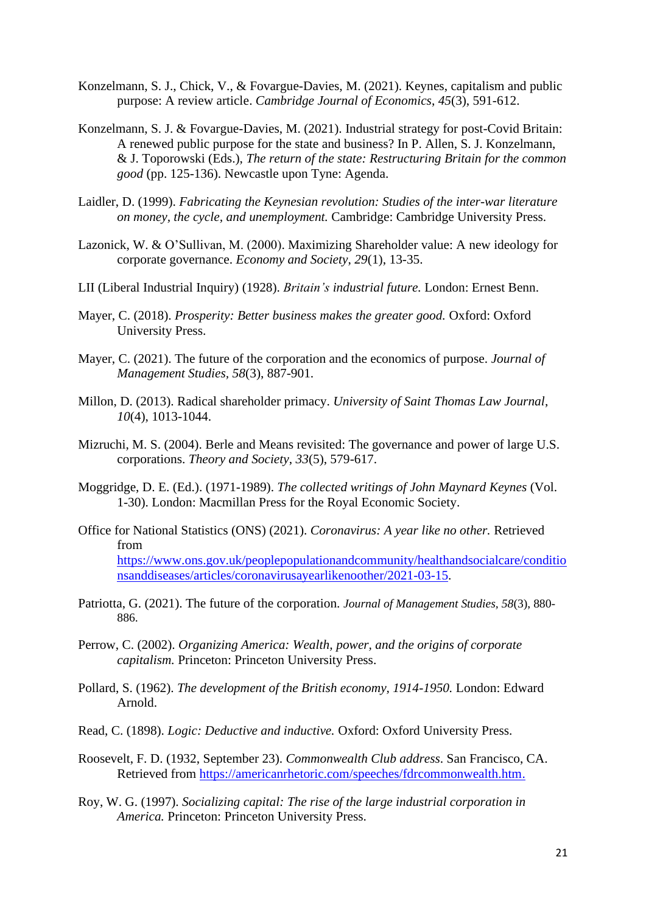Konzelmann, S. J., Chick, V., & Fovargue-Davies, M. (2021). Keynes, capitalism and public purpose: A review article. *Cambridge Journal of Economics*, *45*(3), 591-612.

Konzelmann, S. J. & Fovargue-Davies, M. (2021). Industrial strategy for post-Covid Britain: A renewed public purpose for the state and business? In P. Allen, S. J. Konzelmann, & J. Toporowski (Eds.), *The return of the state: Restructuring Britain for the common good* (pp. 125-136). Newcastle upon Tyne: Agenda.

Laidler, D. (1999). *Fabricating the Keynesian revolution: Studies of the inter-war literature on money, the cycle, and unemployment.* Cambridge: Cambridge University Press.

Lazonick, W. & O'Sullivan, M. (2000). Maximizing Shareholder value: A new ideology for corporate governance. *Economy and Society*, *29*(1), 13-35.

LII (Liberal Industrial Inquiry) (1928). *Britain's industrial future.* London: Ernest Benn.

Mayer, C. (2018). *Prosperity: Better business makes the greater good.* Oxford: Oxford University Press.

Mayer, C. (2021). The future of the corporation and the economics of purpose. *Journal of Management Studies, 58*(3), 887-901.

Millon, D. (2013). Radical shareholder primacy. *University of Saint Thomas Law Journal*, *10*(4), 1013-1044.

Mizruchi, M. S. (2004). Berle and Means revisited: The governance and power of large U.S. corporations. *Theory and Society*, *33*(5), 579-617.

Moggridge, D. E. (Ed.). (1971-1989). *The collected writings of John Maynard Keynes* (Vol. 1-30). London: Macmillan Press for the Royal Economic Society.

Office for National Statistics (ONS) (2021). *Coronavirus: A year like no other.* Retrieved from https://www.ons.gov.uk/peoplepopulationandcommunity/healthandsocialcare/conditionsanddiseases/articles/coronavirusayearlikenoother/2021-03-15.

Patriotta, G. (2021). The future of the corporation. *Journal of Management Studies, 58*(3), 880-886.

Perrow, C. (2002). *Organizing America: Wealth, power, and the origins of corporate capitalism.* Princeton: Princeton University Press.

Pollard, S. (1962). *The development of the British economy, 1914-1950.* London: Edward Arnold.

Read, C. (1898). *Logic: Deductive and inductive.* Oxford: Oxford University Press.

Roosevelt, F. D. (1932, September 23). *Commonwealth Club address*. San Francisco, CA. Retrieved from https://americanrhetoric.com/speeches/fdrcommonwealth.htm.

Roy, W. G. (1997). *Socializing capital: The rise of the large industrial corporation in America.* Princeton: Princeton University Press.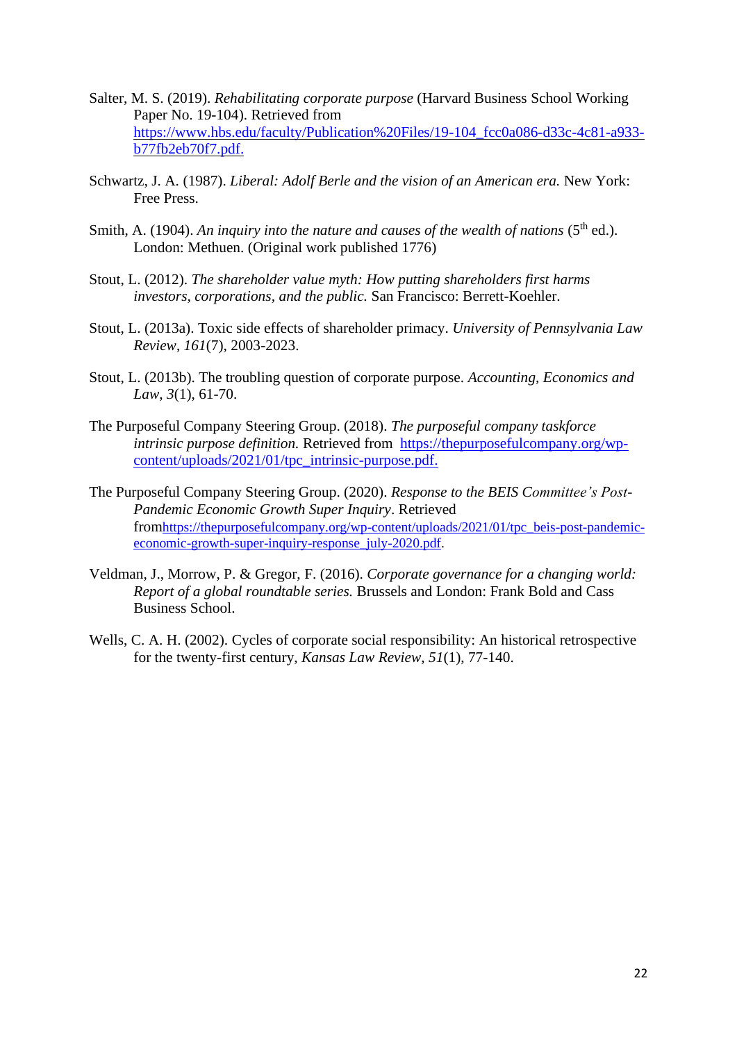Salter, M. S. (2019). *Rehabilitating corporate purpose* (Harvard Business School Working Paper No. 19-104). Retrieved from https://www.hbs.edu/faculty/Publication%20Files/19-104_fcc0a086-d33c-4c81-a933-b77fb2eb70f7.pdf.

Schwartz, J. A. (1987). *Liberal: Adolf Berle and the vision of an American era.* New York: Free Press.

Smith, A. (1904). *An inquiry into the nature and causes of the wealth of nations* (5th ed.). London: Methuen. (Original work published 1776)

Stout, L. (2012). *The shareholder value myth: How putting shareholders first harms investors, corporations, and the public.* San Francisco: Berrett-Koehler.

Stout, L. (2013a). Toxic side effects of shareholder primacy. *University of Pennsylvania Law Review*, *161*(7), 2003-2023.

Stout, L. (2013b). The troubling question of corporate purpose. *Accounting, Economics and Law*, *3*(1), 61-70.

The Purposeful Company Steering Group. (2018). *The purposeful company taskforce intrinsic purpose definition.* Retrieved from https://thepurposefulcompany.org/wp-content/uploads/2021/01/tpc_intrinsic-purpose.pdf.

The Purposeful Company Steering Group. (2020). *Response to the BEIS Committee's Post-Pandemic Economic Growth Super Inquiry*. Retrieved fromhttps://thepurposefulcompany.org/wp-content/uploads/2021/01/tpc_beis-post-pandemic-economic-growth-super-inquiry-response_july-2020.pdf.

Veldman, J., Morrow, P. & Gregor, F. (2016). *Corporate governance for a changing world: Report of a global roundtable series.* Brussels and London: Frank Bold and Cass Business School.

Wells, C. A. H. (2002). Cycles of corporate social responsibility: An historical retrospective for the twenty-first century, *Kansas Law Review*, *51*(1), 77-140.